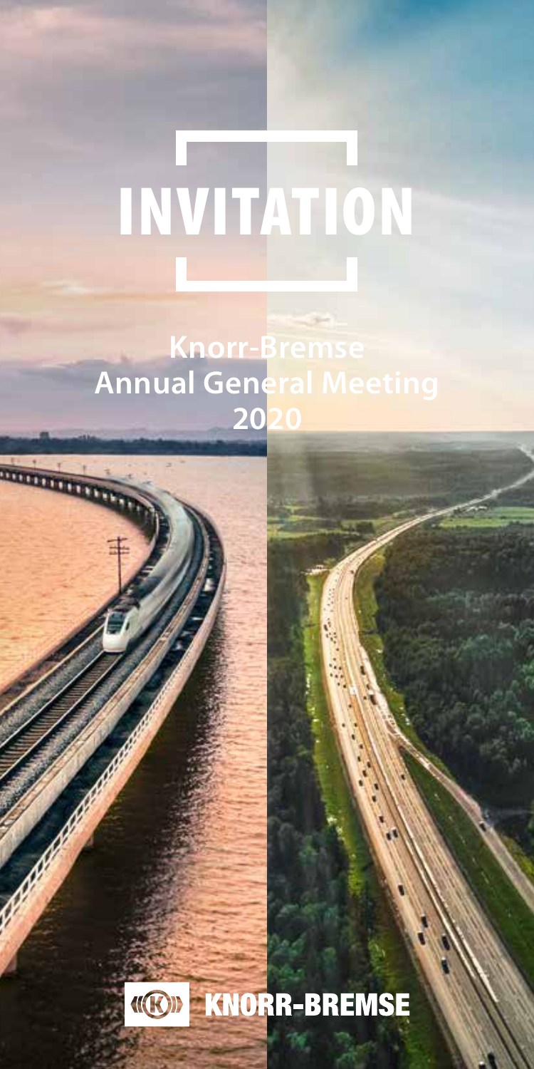# INVITATION

## Knorr-Bremse Annual General Meeting 2020

KNORR-BREMSE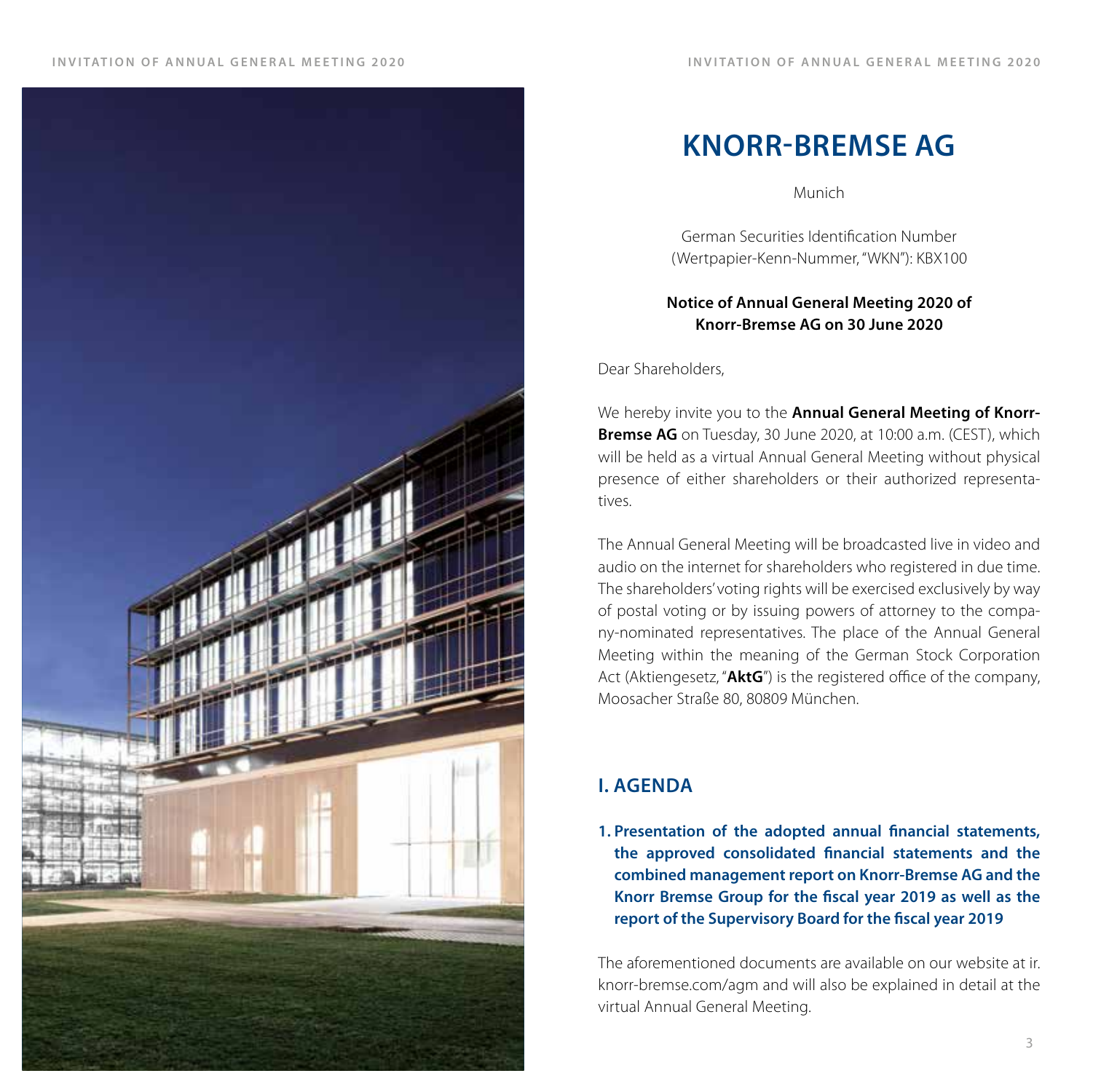# KNORR-BREMSE AG

Munich

German Securities Identification Number
(Wertpapier-Kenn-Nummer, "WKN"): KBX100

**Notice of Annual General Meeting 2020 of Knorr-Bremse AG on 30 June 2020**

Dear Shareholders,

We hereby invite you to the **Annual General Meeting of Knorr-Bremse AG** on Tuesday, 30 June 2020, at 10:00 a.m. (CEST), which will be held as a virtual Annual General Meeting without physical presence of either shareholders or their authorized representatives.

The Annual General Meeting will be broadcasted live in video and audio on the internet for shareholders who registered in due time. The shareholders' voting rights will be exercised exclusively by way of postal voting or by issuing powers of attorney to the company-nominated representatives. The place of the Annual General Meeting within the meaning of the German Stock Corporation Act (Aktiengesetz, "**AktG**") is the registered office of the company, Moosacher Straße 80, 80809 München.

## I. AGENDA

**1. Presentation of the adopted annual financial statements, the approved consolidated financial statements and the combined management report on Knorr-Bremse AG and the Knorr Bremse Group for the fiscal year 2019 as well as the report of the Supervisory Board for the fiscal year 2019**

The aforementioned documents are available on our website at ir.knorr-bremse.com/agm and will also be explained in detail at the virtual Annual General Meeting.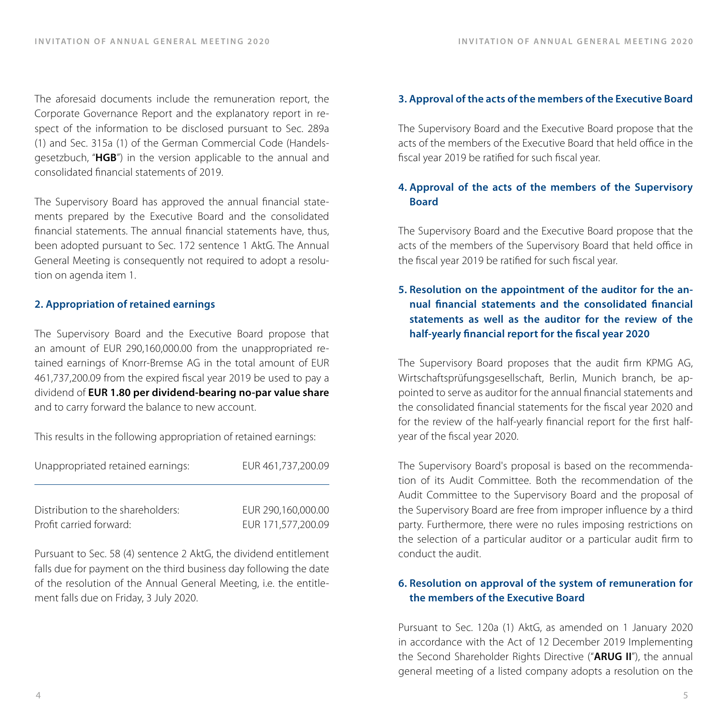The aforesaid documents include the remuneration report, the Corporate Governance Report and the explanatory report in respect of the information to be disclosed pursuant to Sec. 289a (1) and Sec. 315a (1) of the German Commercial Code (Handelsgesetzbuch, "**HGB**") in the version applicable to the annual and consolidated financial statements of 2019.

The Supervisory Board has approved the annual financial statements prepared by the Executive Board and the consolidated financial statements. The annual financial statements have, thus, been adopted pursuant to Sec. 172 sentence 1 AktG. The Annual General Meeting is consequently not required to adopt a resolution on agenda item 1.

## 2. Appropriation of retained earnings

The Supervisory Board and the Executive Board propose that an amount of EUR 290,160,000.00 from the unappropriated retained earnings of Knorr-Bremse AG in the total amount of EUR 461,737,200.09 from the expired fiscal year 2019 be used to pay a dividend of **EUR 1.80 per dividend-bearing no-par value share** and to carry forward the balance to new account.

This results in the following appropriation of retained earnings:

| | |
|---|---|
| Unappropriated retained earnings: | EUR 461,737,200.09 |
| Distribution to the shareholders: | EUR 290,160,000.00 |
| Profit carried forward: | EUR 171,577,200.09 |

Pursuant to Sec. 58 (4) sentence 2 AktG, the dividend entitlement falls due for payment on the third business day following the date of the resolution of the Annual General Meeting, i.e. the entitlement falls due on Friday, 3 July 2020.

## 3. Approval of the acts of the members of the Executive Board

The Supervisory Board and the Executive Board propose that the acts of the members of the Executive Board that held office in the fiscal year 2019 be ratified for such fiscal year.

## 4. Approval of the acts of the members of the Supervisory Board

The Supervisory Board and the Executive Board propose that the acts of the members of the Supervisory Board that held office in the fiscal year 2019 be ratified for such fiscal year.

## 5. Resolution on the appointment of the auditor for the annual financial statements and the consolidated financial statements as well as the auditor for the review of the half-yearly financial report for the fiscal year 2020

The Supervisory Board proposes that the audit firm KPMG AG, Wirtschaftsprüfungsgesellschaft, Berlin, Munich branch, be appointed to serve as auditor for the annual financial statements and the consolidated financial statements for the fiscal year 2020 and for the review of the half-yearly financial report for the first half-year of the fiscal year 2020.

The Supervisory Board's proposal is based on the recommendation of its Audit Committee. Both the recommendation of the Audit Committee to the Supervisory Board and the proposal of the Supervisory Board are free from improper influence by a third party. Furthermore, there were no rules imposing restrictions on the selection of a particular auditor or a particular audit firm to conduct the audit.

## 6. Resolution on approval of the system of remuneration for the members of the Executive Board

Pursuant to Sec. 120a (1) AktG, as amended on 1 January 2020 in accordance with the Act of 12 December 2019 Implementing the Second Shareholder Rights Directive ("**ARUG II**"), the annual general meeting of a listed company adopts a resolution on the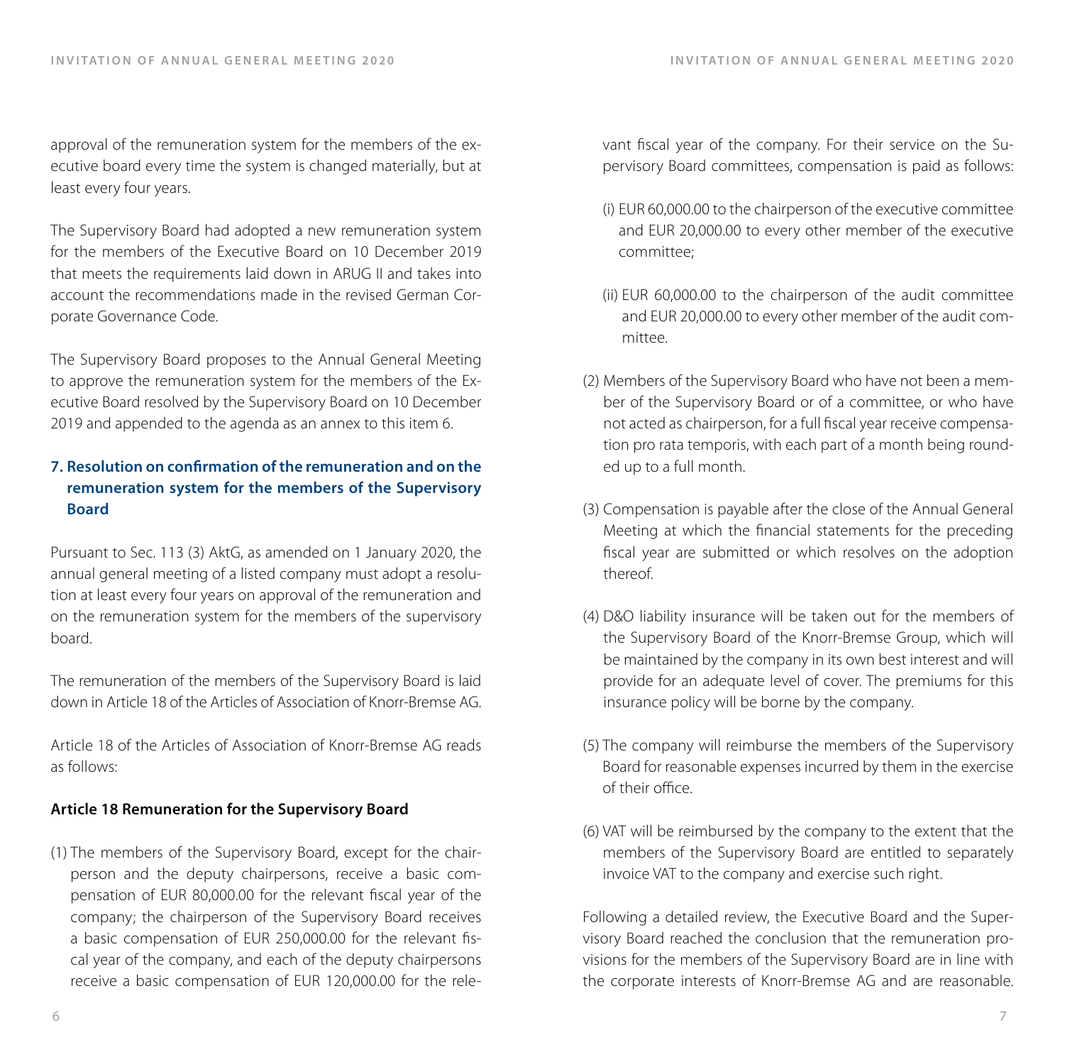approval of the remuneration system for the members of the executive board every time the system is changed materially, but at least every four years.

The Supervisory Board had adopted a new remuneration system for the members of the Executive Board on 10 December 2019 that meets the requirements laid down in ARUG II and takes into account the recommendations made in the revised German Corporate Governance Code.

The Supervisory Board proposes to the Annual General Meeting to approve the remuneration system for the members of the Executive Board resolved by the Supervisory Board on 10 December 2019 and appended to the agenda as an annex to this item 6.

### 7. Resolution on confirmation of the remuneration and on the remuneration system for the members of the Supervisory Board

Pursuant to Sec. 113 (3) AktG, as amended on 1 January 2020, the annual general meeting of a listed company must adopt a resolution at least every four years on approval of the remuneration and on the remuneration system for the members of the supervisory board.

The remuneration of the members of the Supervisory Board is laid down in Article 18 of the Articles of Association of Knorr-Bremse AG.

Article 18 of the Articles of Association of Knorr-Bremse AG reads as follows:

**Article 18 Remuneration for the Supervisory Board**

(1) The members of the Supervisory Board, except for the chairperson and the deputy chairpersons, receive a basic compensation of EUR 80,000.00 for the relevant fiscal year of the company; the chairperson of the Supervisory Board receives a basic compensation of EUR 250,000.00 for the relevant fiscal year of the company, and each of the deputy chairpersons receive a basic compensation of EUR 120,000.00 for the relevant fiscal year of the company. For their service on the Supervisory Board committees, compensation is paid as follows:

   (i) EUR 60,000.00 to the chairperson of the executive committee and EUR 20,000.00 to every other member of the executive committee;

   (ii) EUR 60,000.00 to the chairperson of the audit committee and EUR 20,000.00 to every other member of the audit committee.

(2) Members of the Supervisory Board who have not been a member of the Supervisory Board or of a committee, or who have not acted as chairperson, for a full fiscal year receive compensation pro rata temporis, with each part of a month being rounded up to a full month.

(3) Compensation is payable after the close of the Annual General Meeting at which the financial statements for the preceding fiscal year are submitted or which resolves on the adoption thereof.

(4) D&O liability insurance will be taken out for the members of the Supervisory Board of the Knorr-Bremse Group, which will be maintained by the company in its own best interest and will provide for an adequate level of cover. The premiums for this insurance policy will be borne by the company.

(5) The company will reimburse the members of the Supervisory Board for reasonable expenses incurred by them in the exercise of their office.

(6) VAT will be reimbursed by the company to the extent that the members of the Supervisory Board are entitled to separately invoice VAT to the company and exercise such right.

Following a detailed review, the Executive Board and the Supervisory Board reached the conclusion that the remuneration provisions for the members of the Supervisory Board are in line with the corporate interests of Knorr-Bremse AG and are reasonable.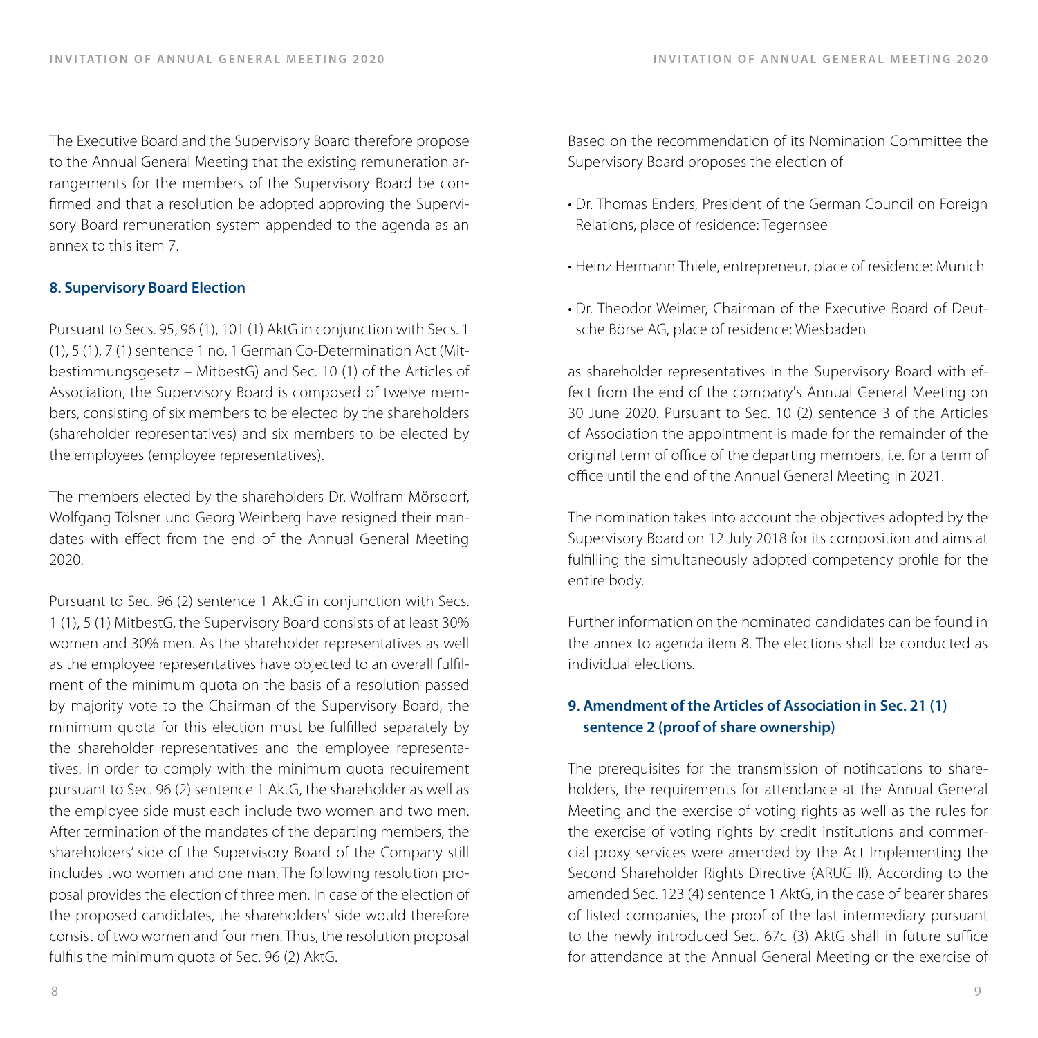The Executive Board and the Supervisory Board therefore propose to the Annual General Meeting that the existing remuneration arrangements for the members of the Supervisory Board be confirmed and that a resolution be adopted approving the Supervisory Board remuneration system appended to the agenda as an annex to this item 7.

## 8. Supervisory Board Election

Pursuant to Secs. 95, 96 (1), 101 (1) AktG in conjunction with Secs. 1 (1), 5 (1), 7 (1) sentence 1 no. 1 German Co-Determination Act (Mitbestimmungsgesetz – MitbestG) and Sec. 10 (1) of the Articles of Association, the Supervisory Board is composed of twelve members, consisting of six members to be elected by the shareholders (shareholder representatives) and six members to be elected by the employees (employee representatives).

The members elected by the shareholders Dr. Wolfram Mörsdorf, Wolfgang Tölsner und Georg Weinberg have resigned their mandates with effect from the end of the Annual General Meeting 2020.

Pursuant to Sec. 96 (2) sentence 1 AktG in conjunction with Secs. 1 (1), 5 (1) MitbestG, the Supervisory Board consists of at least 30% women and 30% men. As the shareholder representatives as well as the employee representatives have objected to an overall fulfilment of the minimum quota on the basis of a resolution passed by majority vote to the Chairman of the Supervisory Board, the minimum quota for this election must be fulfilled separately by the shareholder representatives and the employee representatives. In order to comply with the minimum quota requirement pursuant to Sec. 96 (2) sentence 1 AktG, the shareholder as well as the employee side must each include two women and two men. After termination of the mandates of the departing members, the shareholders' side of the Supervisory Board of the Company still includes two women and one man. The following resolution proposal provides the election of three men. In case of the election of the proposed candidates, the shareholders' side would therefore consist of two women and four men. Thus, the resolution proposal fulfils the minimum quota of Sec. 96 (2) AktG.

Based on the recommendation of its Nomination Committee the Supervisory Board proposes the election of

- Dr. Thomas Enders, President of the German Council on Foreign Relations, place of residence: Tegernsee
- Heinz Hermann Thiele, entrepreneur, place of residence: Munich
- Dr. Theodor Weimer, Chairman of the Executive Board of Deutsche Börse AG, place of residence: Wiesbaden

as shareholder representatives in the Supervisory Board with effect from the end of the company's Annual General Meeting on 30 June 2020. Pursuant to Sec. 10 (2) sentence 3 of the Articles of Association the appointment is made for the remainder of the original term of office of the departing members, i.e. for a term of office until the end of the Annual General Meeting in 2021.

The nomination takes into account the objectives adopted by the Supervisory Board on 12 July 2018 for its composition and aims at fulfilling the simultaneously adopted competency profile for the entire body.

Further information on the nominated candidates can be found in the annex to agenda item 8. The elections shall be conducted as individual elections.

## 9. Amendment of the Articles of Association in Sec. 21 (1) sentence 2 (proof of share ownership)

The prerequisites for the transmission of notifications to shareholders, the requirements for attendance at the Annual General Meeting and the exercise of voting rights as well as the rules for the exercise of voting rights by credit institutions and commercial proxy services were amended by the Act Implementing the Second Shareholder Rights Directive (ARUG II). According to the amended Sec. 123 (4) sentence 1 AktG, in the case of bearer shares of listed companies, the proof of the last intermediary pursuant to the newly introduced Sec. 67c (3) AktG shall in future suffice for attendance at the Annual General Meeting or the exercise of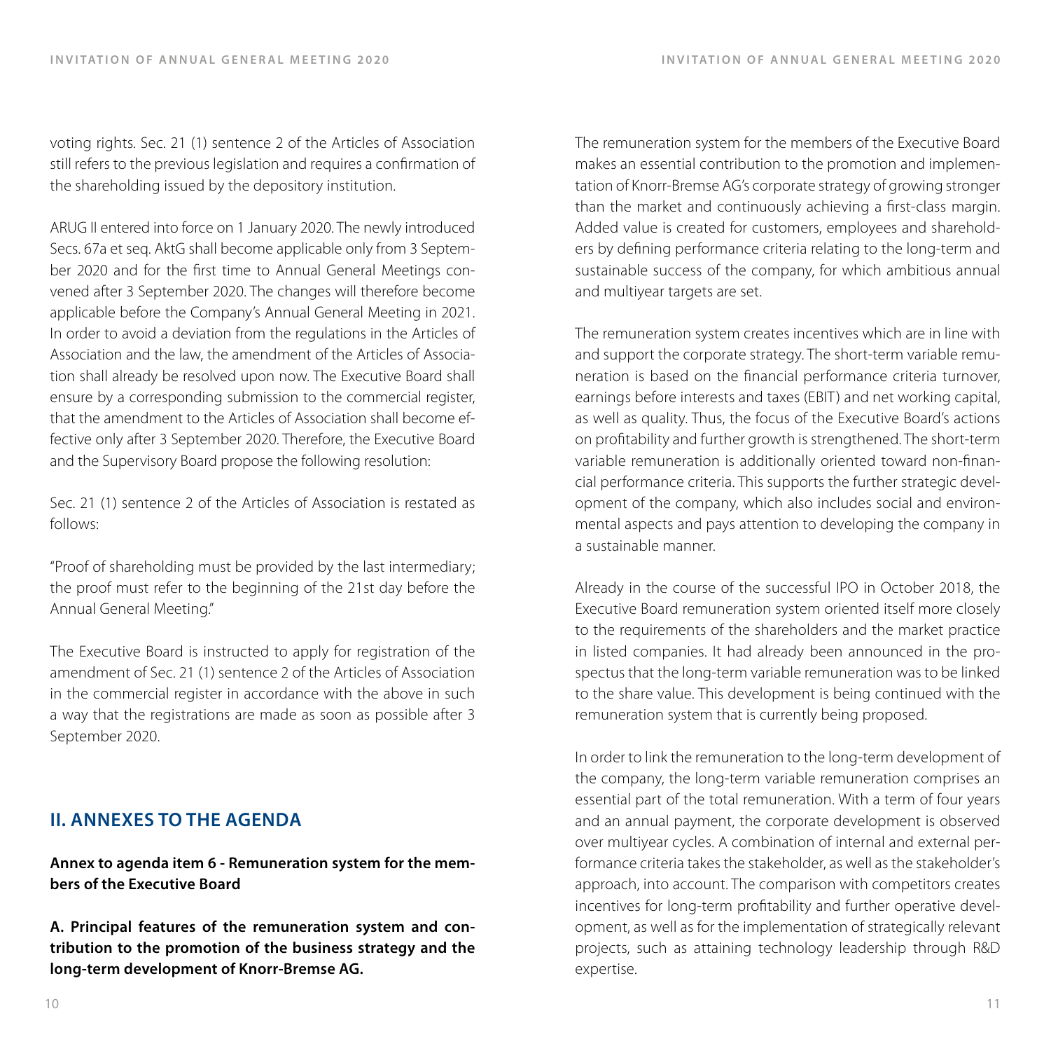voting rights. Sec. 21 (1) sentence 2 of the Articles of Association still refers to the previous legislation and requires a confirmation of the shareholding issued by the depository institution.

ARUG II entered into force on 1 January 2020. The newly introduced Secs. 67a et seq. AktG shall become applicable only from 3 September 2020 and for the first time to Annual General Meetings convened after 3 September 2020. The changes will therefore become applicable before the Company's Annual General Meeting in 2021. In order to avoid a deviation from the regulations in the Articles of Association and the law, the amendment of the Articles of Association shall already be resolved upon now. The Executive Board shall ensure by a corresponding submission to the commercial register, that the amendment to the Articles of Association shall become effective only after 3 September 2020. Therefore, the Executive Board and the Supervisory Board propose the following resolution:

Sec. 21 (1) sentence 2 of the Articles of Association is restated as follows:

"Proof of shareholding must be provided by the last intermediary; the proof must refer to the beginning of the 21st day before the Annual General Meeting."

The Executive Board is instructed to apply for registration of the amendment of Sec. 21 (1) sentence 2 of the Articles of Association in the commercial register in accordance with the above in such a way that the registrations are made as soon as possible after 3 September 2020.

## II. ANNEXES TO THE AGENDA

**Annex to agenda item 6 - Remuneration system for the members of the Executive Board**

**A. Principal features of the remuneration system and contribution to the promotion of the business strategy and the long-term development of Knorr-Bremse AG.**

The remuneration system for the members of the Executive Board makes an essential contribution to the promotion and implementation of Knorr-Bremse AG's corporate strategy of growing stronger than the market and continuously achieving a first-class margin. Added value is created for customers, employees and shareholders by defining performance criteria relating to the long-term and sustainable success of the company, for which ambitious annual and multiyear targets are set.

The remuneration system creates incentives which are in line with and support the corporate strategy. The short-term variable remuneration is based on the financial performance criteria turnover, earnings before interests and taxes (EBIT) and net working capital, as well as quality. Thus, the focus of the Executive Board's actions on profitability and further growth is strengthened. The short-term variable remuneration is additionally oriented toward non-financial performance criteria. This supports the further strategic development of the company, which also includes social and environmental aspects and pays attention to developing the company in a sustainable manner.

Already in the course of the successful IPO in October 2018, the Executive Board remuneration system oriented itself more closely to the requirements of the shareholders and the market practice in listed companies. It had already been announced in the prospectus that the long-term variable remuneration was to be linked to the share value. This development is being continued with the remuneration system that is currently being proposed.

In order to link the remuneration to the long-term development of the company, the long-term variable remuneration comprises an essential part of the total remuneration. With a term of four years and an annual payment, the corporate development is observed over multiyear cycles. A combination of internal and external performance criteria takes the stakeholder, as well as the stakeholder's approach, into account. The comparison with competitors creates incentives for long-term profitability and further operative development, as well as for the implementation of strategically relevant projects, such as attaining technology leadership through R&D expertise.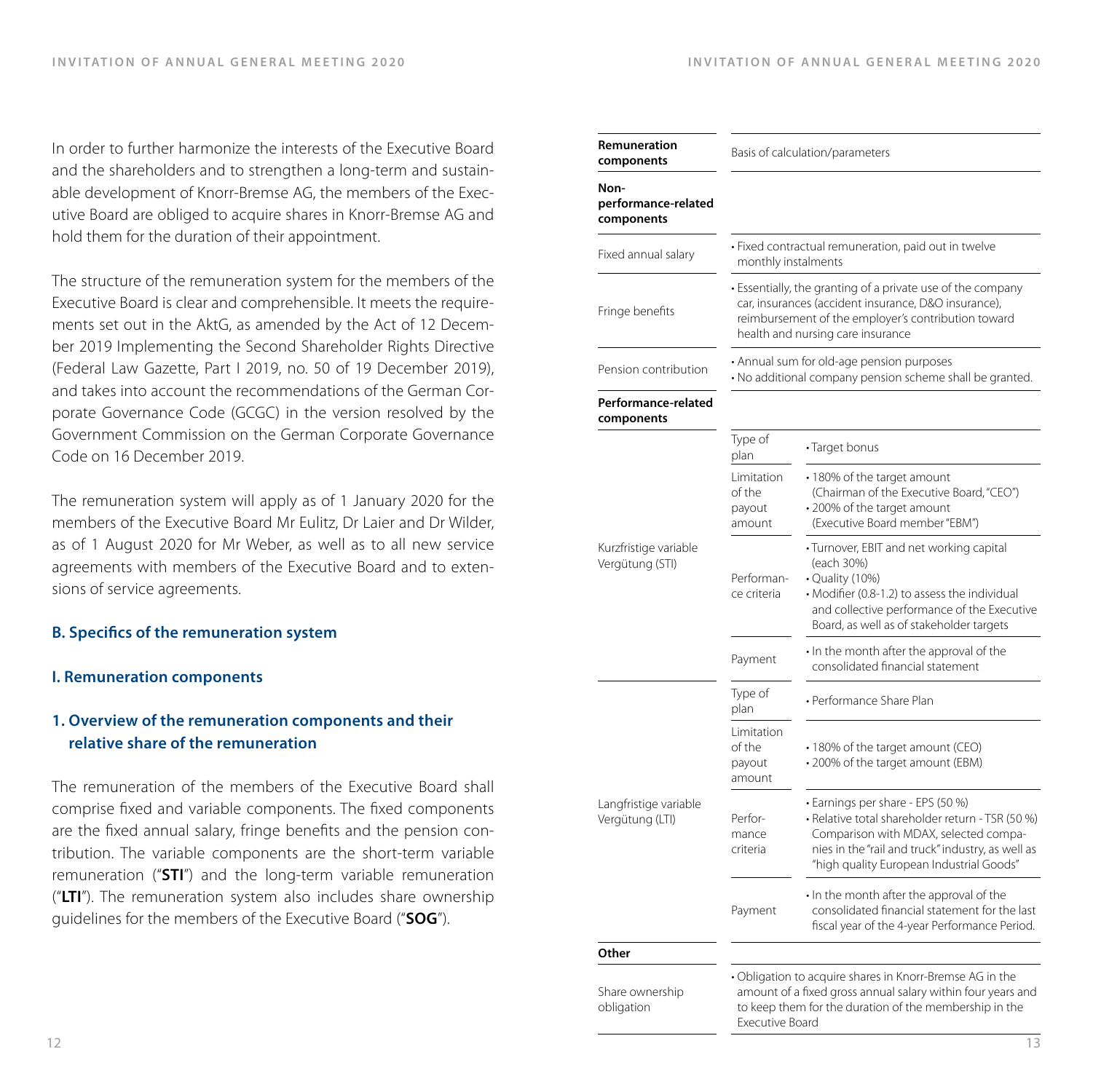In order to further harmonize the interests of the Executive Board and the shareholders and to strengthen a long-term and sustainable development of Knorr-Bremse AG, the members of the Executive Board are obliged to acquire shares in Knorr-Bremse AG and hold them for the duration of their appointment.

The structure of the remuneration system for the members of the Executive Board is clear and comprehensible. It meets the requirements set out in the AktG, as amended by the Act of 12 December 2019 Implementing the Second Shareholder Rights Directive (Federal Law Gazette, Part I 2019, no. 50 of 19 December 2019), and takes into account the recommendations of the German Corporate Governance Code (GCGC) in the version resolved by the Government Commission on the German Corporate Governance Code on 16 December 2019.

The remuneration system will apply as of 1 January 2020 for the members of the Executive Board Mr Eulitz, Dr Laier and Dr Wilder, as of 1 August 2020 for Mr Weber, as well as to all new service agreements with members of the Executive Board and to extensions of service agreements.

### B. Specifics of the remuneration system

#### I. Remuneration components

#### 1. Overview of the remuneration components and their relative share of the remuneration

The remuneration of the members of the Executive Board shall comprise fixed and variable components. The fixed components are the fixed annual salary, fringe benefits and the pension contribution. The variable components are the short-term variable remuneration ("**STI**") and the long-term variable remuneration ("**LTI**"). The remuneration system also includes share ownership guidelines for the members of the Executive Board ("**SOG**").

| **Remuneration components** | Basis of calculation/parameters | |
|---|---|---|
| **Non-performance-related components** | | |
| Fixed annual salary | • Fixed contractual remuneration, paid out in twelve monthly instalments | |
| Fringe benefits | • Essentially, the granting of a private use of the company car, insurances (accident insurance, D&O insurance), reimbursement of the employer's contribution toward health and nursing care insurance | |
| Pension contribution | • Annual sum for old-age pension purposes<br>• No additional company pension scheme shall be granted. | |
| **Performance-related components** | | |
| Kurzfristige variable Vergütung (STI) | Type of plan | • Target bonus |
| | Limitation of the payout amount | • 180% of the target amount (Chairman of the Executive Board, "CEO")<br>• 200% of the target amount (Executive Board member "EBM") |
| | Performance criteria | • Turnover, EBIT and net working capital (each 30%)<br>• Quality (10%)<br>• Modifier (0.8-1.2) to assess the individual and collective performance of the Executive Board, as well as of stakeholder targets |
| | Payment | • In the month after the approval of the consolidated financial statement |
| Langfristige variable Vergütung (LTI) | Type of plan | • Performance Share Plan |
| | Limitation of the payout amount | • 180% of the target amount (CEO)<br>• 200% of the target amount (EBM) |
| | Performance criteria | • Earnings per share - EPS (50 %)<br>• Relative total shareholder return - TSR (50 %) Comparison with MDAX, selected companies in the "rail and truck" industry, as well as "high quality European Industrial Goods" |
| | Payment | • In the month after the approval of the consolidated financial statement for the last fiscal year of the 4-year Performance Period. |
| **Other** | | |
| Share ownership obligation | • Obligation to acquire shares in Knorr-Bremse AG in the amount of a fixed gross annual salary within four years and to keep them for the duration of the membership in the Executive Board | |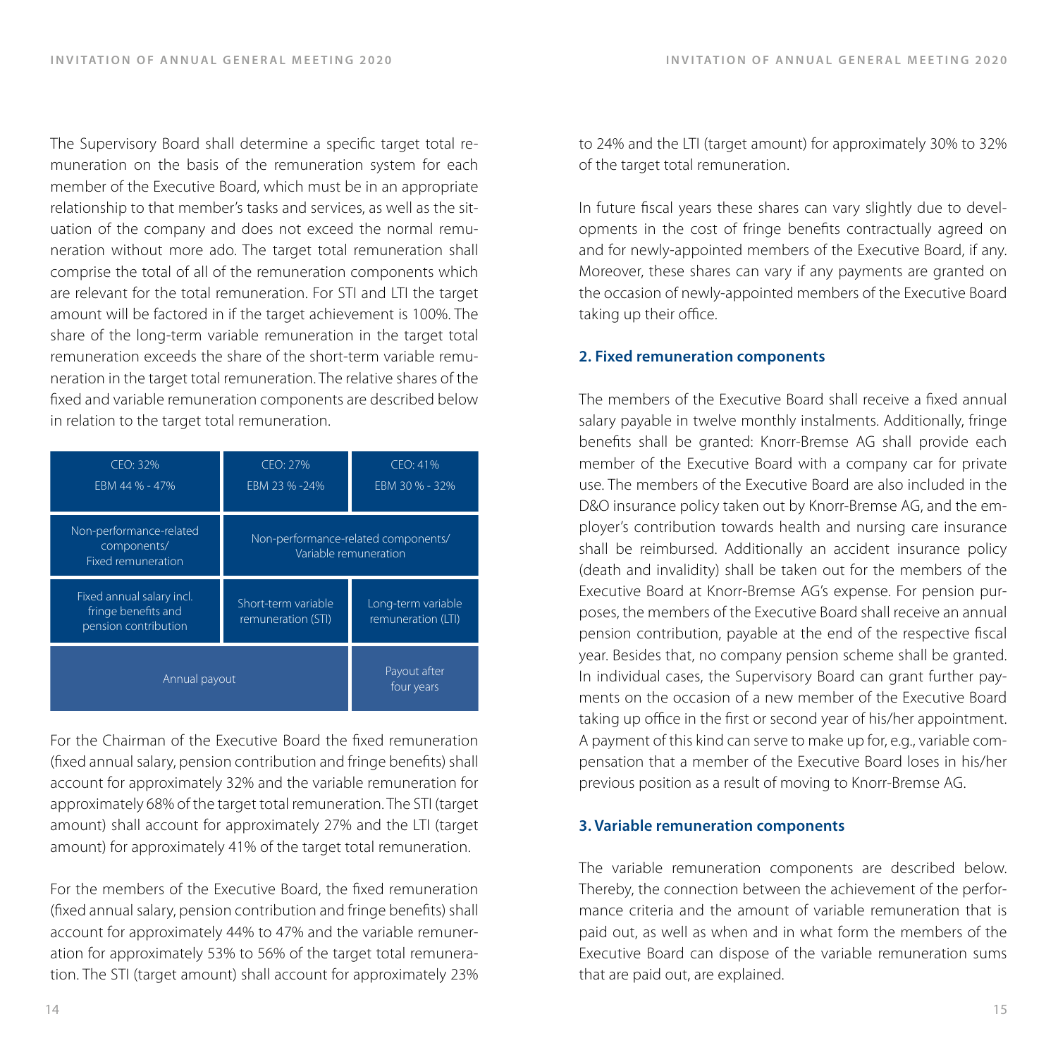The Supervisory Board shall determine a specific target total remuneration on the basis of the remuneration system for each member of the Executive Board, which must be in an appropriate relationship to that member's tasks and services, as well as the situation of the company and does not exceed the normal remuneration without more ado. The target total remuneration shall comprise the total of all of the remuneration components which are relevant for the total remuneration. For STI and LTI the target amount will be factored in if the target achievement is 100%. The share of the long-term variable remuneration in the target total remuneration exceeds the share of the short-term variable remuneration in the target total remuneration. The relative shares of the fixed and variable remuneration components are described below in relation to the target total remuneration.

| | | |
|---|---|---|
| CEO: 32%<br>EBM 44 % - 47% | CEO: 27%<br>EBM 23 % -24% | CEO: 41%<br>EBM 30 % - 32% |
| Non-performance-related components/<br>Fixed remuneration | Non-performance-related components/<br>Variable remuneration | |
| Fixed annual salary incl. fringe benefits and pension contribution | Short-term variable remuneration (STI) | Long-term variable remuneration (LTI) |
| Annual payout | | Payout after four years |

For the Chairman of the Executive Board the fixed remuneration (fixed annual salary, pension contribution and fringe benefits) shall account for approximately 32% and the variable remuneration for approximately 68% of the target total remuneration. The STI (target amount) shall account for approximately 27% and the LTI (target amount) for approximately 41% of the target total remuneration.

For the members of the Executive Board, the fixed remuneration (fixed annual salary, pension contribution and fringe benefits) shall account for approximately 44% to 47% and the variable remuneration for approximately 53% to 56% of the target total remuneration. The STI (target amount) shall account for approximately 23% to 24% and the LTI (target amount) for approximately 30% to 32% of the target total remuneration.

In future fiscal years these shares can vary slightly due to developments in the cost of fringe benefits contractually agreed on and for newly-appointed members of the Executive Board, if any. Moreover, these shares can vary if any payments are granted on the occasion of newly-appointed members of the Executive Board taking up their office.

### 2. Fixed remuneration components

The members of the Executive Board shall receive a fixed annual salary payable in twelve monthly instalments. Additionally, fringe benefits shall be granted: Knorr-Bremse AG shall provide each member of the Executive Board with a company car for private use. The members of the Executive Board are also included in the D&O insurance policy taken out by Knorr-Bremse AG, and the employer's contribution towards health and nursing care insurance shall be reimbursed. Additionally an accident insurance policy (death and invalidity) shall be taken out for the members of the Executive Board at Knorr-Bremse AG's expense. For pension purposes, the members of the Executive Board shall receive an annual pension contribution, payable at the end of the respective fiscal year. Besides that, no company pension scheme shall be granted. In individual cases, the Supervisory Board can grant further payments on the occasion of a new member of the Executive Board taking up office in the first or second year of his/her appointment. A payment of this kind can serve to make up for, e.g., variable compensation that a member of the Executive Board loses in his/her previous position as a result of moving to Knorr-Bremse AG.

### 3. Variable remuneration components

The variable remuneration components are described below. Thereby, the connection between the achievement of the performance criteria and the amount of variable remuneration that is paid out, as well as when and in what form the members of the Executive Board can dispose of the variable remuneration sums that are paid out, are explained.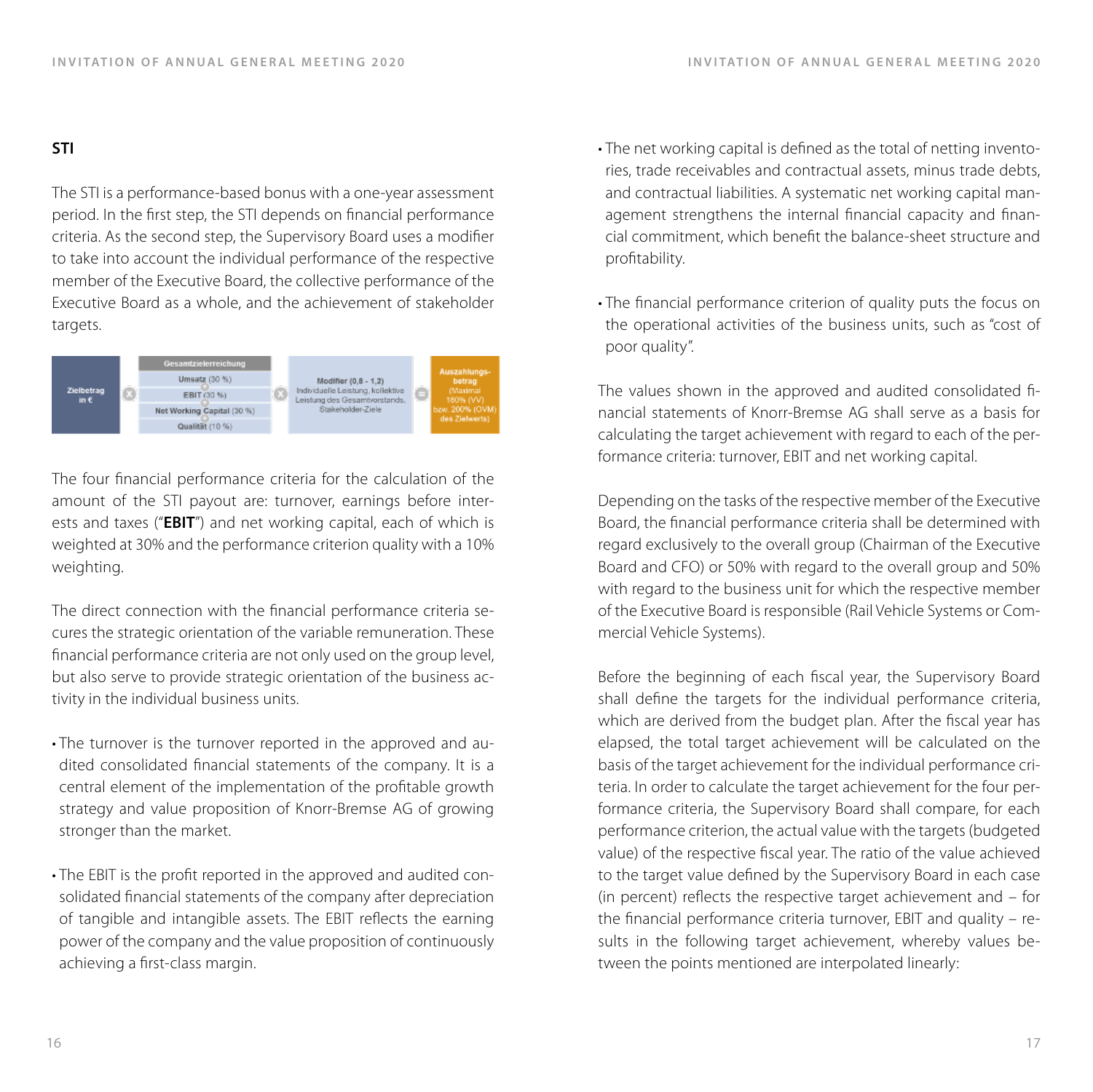## STI

The STI is a performance-based bonus with a one-year assessment period. In the first step, the STI depends on financial performance criteria. As the second step, the Supervisory Board uses a modifier to take into account the individual performance of the respective member of the Executive Board, the collective performance of the Executive Board as a whole, and the achievement of stakeholder targets.

Zielbetrag in €

Gesamtzielerreichung
Umsatz (30 %)
EBIT (30 %)
Net Working Capital (30 %)
Qualität (10 %)

Modifier (0,8 - 1,2)
Individuelle Leistung, kollektive Leistung des Gesamtvorstands, Stakeholder-Ziele

Auszahlungsbetrag
(Maximal 180% (VV) bzw. 200% (OVM) des Zielwerts)

The four financial performance criteria for the calculation of the amount of the STI payout are: turnover, earnings before interests and taxes ("**EBIT**") and net working capital, each of which is weighted at 30% and the performance criterion quality with a 10% weighting.

The direct connection with the financial performance criteria secures the strategic orientation of the variable remuneration. These financial performance criteria are not only used on the group level, but also serve to provide strategic orientation of the business activity in the individual business units.

- The turnover is the turnover reported in the approved and audited consolidated financial statements of the company. It is a central element of the implementation of the profitable growth strategy and value proposition of Knorr-Bremse AG of growing stronger than the market.

- The EBIT is the profit reported in the approved and audited consolidated financial statements of the company after depreciation of tangible and intangible assets. The EBIT reflects the earning power of the company and the value proposition of continuously achieving a first-class margin.

- The net working capital is defined as the total of netting inventories, trade receivables and contractual assets, minus trade debts, and contractual liabilities. A systematic net working capital management strengthens the internal financial capacity and financial commitment, which benefit the balance-sheet structure and profitability.

- The financial performance criterion of quality puts the focus on the operational activities of the business units, such as "cost of poor quality".

The values shown in the approved and audited consolidated financial statements of Knorr-Bremse AG shall serve as a basis for calculating the target achievement with regard to each of the performance criteria: turnover, EBIT and net working capital.

Depending on the tasks of the respective member of the Executive Board, the financial performance criteria shall be determined with regard exclusively to the overall group (Chairman of the Executive Board and CFO) or 50% with regard to the overall group and 50% with regard to the business unit for which the respective member of the Executive Board is responsible (Rail Vehicle Systems or Commercial Vehicle Systems).

Before the beginning of each fiscal year, the Supervisory Board shall define the targets for the individual performance criteria, which are derived from the budget plan. After the fiscal year has elapsed, the total target achievement will be calculated on the basis of the target achievement for the individual performance criteria. In order to calculate the target achievement for the four performance criteria, the Supervisory Board shall compare, for each performance criterion, the actual value with the targets (budgeted value) of the respective fiscal year. The ratio of the value achieved to the target value defined by the Supervisory Board in each case (in percent) reflects the respective target achievement and – for the financial performance criteria turnover, EBIT and quality – results in the following target achievement, whereby values between the points mentioned are interpolated linearly: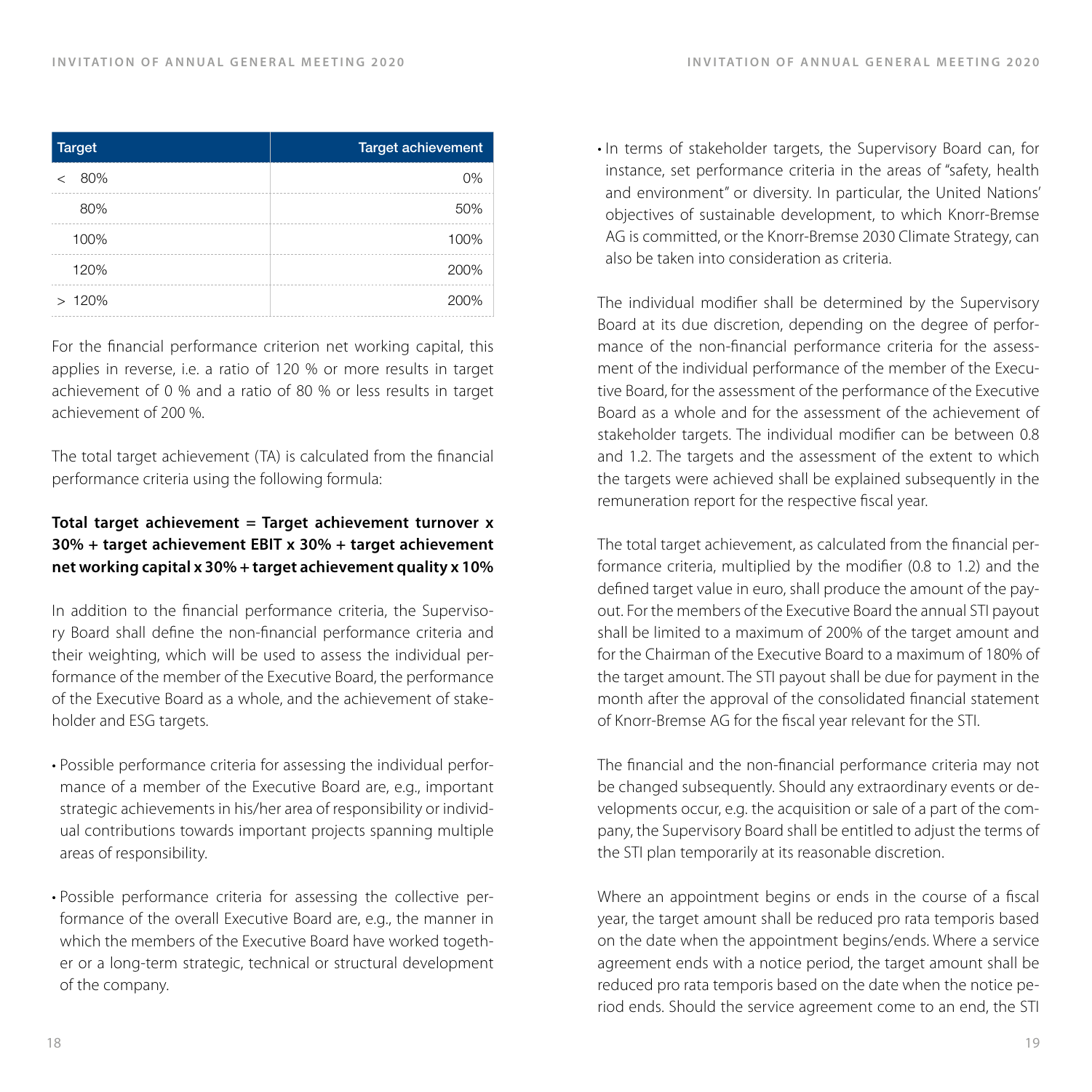| Target | Target achievement |
|---|---|
| < 80% | 0% |
| 80% | 50% |
| 100% | 100% |
| 120% | 200% |
| > 120% | 200% |

For the financial performance criterion net working capital, this applies in reverse, i.e. a ratio of 120 % or more results in target achievement of 0 % and a ratio of 80 % or less results in target achievement of 200 %.

The total target achievement (TA) is calculated from the financial performance criteria using the following formula:

**Total target achievement = Target achievement turnover x 30% + target achievement EBIT x 30% + target achievement net working capital x 30% + target achievement quality x 10%**

In addition to the financial performance criteria, the Supervisory Board shall define the non-financial performance criteria and their weighting, which will be used to assess the individual performance of the member of the Executive Board, the performance of the Executive Board as a whole, and the achievement of stakeholder and ESG targets.

- Possible performance criteria for assessing the individual performance of a member of the Executive Board are, e.g., important strategic achievements in his/her area of responsibility or individual contributions towards important projects spanning multiple areas of responsibility.

- Possible performance criteria for assessing the collective performance of the overall Executive Board are, e.g., the manner in which the members of the Executive Board have worked together or a long-term strategic, technical or structural development of the company.

- In terms of stakeholder targets, the Supervisory Board can, for instance, set performance criteria in the areas of "safety, health and environment" or diversity. In particular, the United Nations' objectives of sustainable development, to which Knorr-Bremse AG is committed, or the Knorr-Bremse 2030 Climate Strategy, can also be taken into consideration as criteria.

The individual modifier shall be determined by the Supervisory Board at its due discretion, depending on the degree of performance of the non-financial performance criteria for the assessment of the individual performance of the member of the Executive Board, for the assessment of the performance of the Executive Board as a whole and for the assessment of the achievement of stakeholder targets. The individual modifier can be between 0.8 and 1.2. The targets and the assessment of the extent to which the targets were achieved shall be explained subsequently in the remuneration report for the respective fiscal year.

The total target achievement, as calculated from the financial performance criteria, multiplied by the modifier (0.8 to 1.2) and the defined target value in euro, shall produce the amount of the payout. For the members of the Executive Board the annual STI payout shall be limited to a maximum of 200% of the target amount and for the Chairman of the Executive Board to a maximum of 180% of the target amount. The STI payout shall be due for payment in the month after the approval of the consolidated financial statement of Knorr-Bremse AG for the fiscal year relevant for the STI.

The financial and the non-financial performance criteria may not be changed subsequently. Should any extraordinary events or developments occur, e.g. the acquisition or sale of a part of the company, the Supervisory Board shall be entitled to adjust the terms of the STI plan temporarily at its reasonable discretion.

Where an appointment begins or ends in the course of a fiscal year, the target amount shall be reduced pro rata temporis based on the date when the appointment begins/ends. Where a service agreement ends with a notice period, the target amount shall be reduced pro rata temporis based on the date when the notice period ends. Should the service agreement come to an end, the STI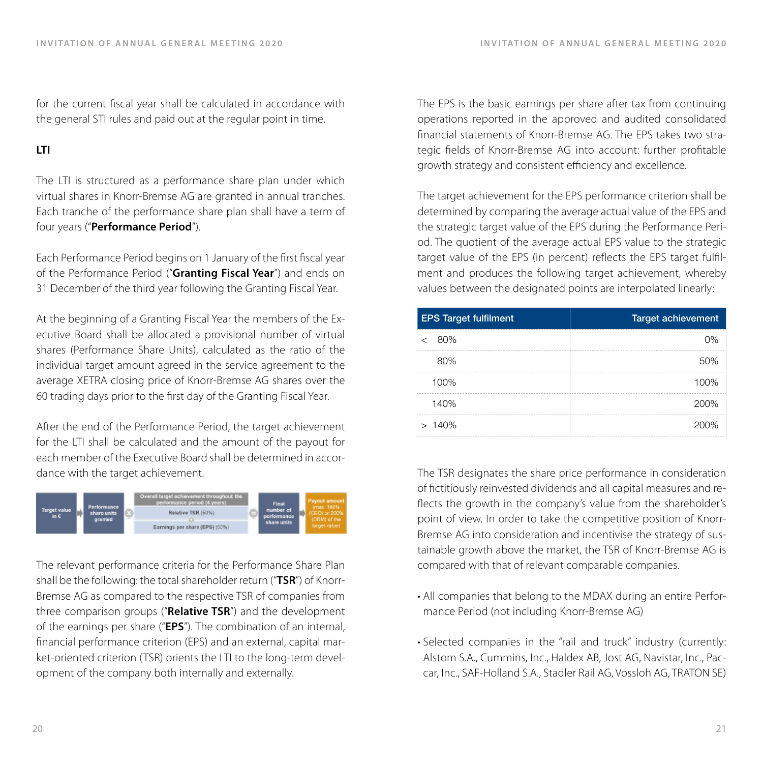for the current fiscal year shall be calculated in accordance with the general STI rules and paid out at the regular point in time.

**LTI**

The LTI is structured as a performance share plan under which virtual shares in Knorr-Bremse AG are granted in annual tranches. Each tranche of the performance share plan shall have a term of four years ("**Performance Period**").

Each Performance Period begins on 1 January of the first fiscal year of the Performance Period ("**Granting Fiscal Year**") and ends on 31 December of the third year following the Granting Fiscal Year.

At the beginning of a Granting Fiscal Year the members of the Executive Board shall be allocated a provisional number of virtual shares (Performance Share Units), calculated as the ratio of the individual target amount agreed in the service agreement to the average XETRA closing price of Knorr-Bremse AG shares over the 60 trading days prior to the first day of the Granting Fiscal Year.

After the end of the Performance Period, the target achievement for the LTI shall be calculated and the amount of the payout for each member of the Executive Board shall be determined in accordance with the target achievement.

Target value in €

Performance share units granted

Overall target achievement throughout the performance period (4 years)

Relative TSR (50%)

Earnings per share (EPS) (50%)

Final number of performance share units

Payout amount (max. 180% (CEO) or 200% (OBM) of the target value)

The relevant performance criteria for the Performance Share Plan shall be the following: the total shareholder return ("**TSR**") of Knorr-Bremse AG as compared to the respective TSR of companies from three comparison groups ("**Relative TSR**") and the development of the earnings per share ("**EPS**"). The combination of an internal, financial performance criterion (EPS) and an external, capital market-oriented criterion (TSR) orients the LTI to the long-term development of the company both internally and externally.

The EPS is the basic earnings per share after tax from continuing operations reported in the approved and audited consolidated financial statements of Knorr-Bremse AG. The EPS takes two strategic fields of Knorr-Bremse AG into account: further profitable growth strategy and consistent efficiency and excellence.

The target achievement for the EPS performance criterion shall be determined by comparing the average actual value of the EPS and the strategic target value of the EPS during the Performance Period. The quotient of the average actual EPS value to the strategic target value of the EPS (in percent) reflects the EPS target fulfilment and produces the following target achievement, whereby values between the designated points are interpolated linearly:

| EPS Target fulfilment | Target achievement |
|---|---|
| < 80% | 0% |
| 80% | 50% |
| 100% | 100% |
| 140% | 200% |
| > 140% | 200% |

The TSR designates the share price performance in consideration of fictitiously reinvested dividends and all capital measures and reflects the growth in the company's value from the shareholder's point of view. In order to take the competitive position of Knorr-Bremse AG into consideration and incentivise the strategy of sustainable growth above the market, the TSR of Knorr-Bremse AG is compared with that of relevant comparable companies.

- All companies that belong to the MDAX during an entire Performance Period (not including Knorr-Bremse AG)
- Selected companies in the "rail and truck" industry (currently: Alstom S.A., Cummins, Inc., Haldex AB, Jost AG, Navistar, Inc., Paccar, Inc., SAF-Holland S.A., Stadler Rail AG, Vossloh AG, TRATON SE)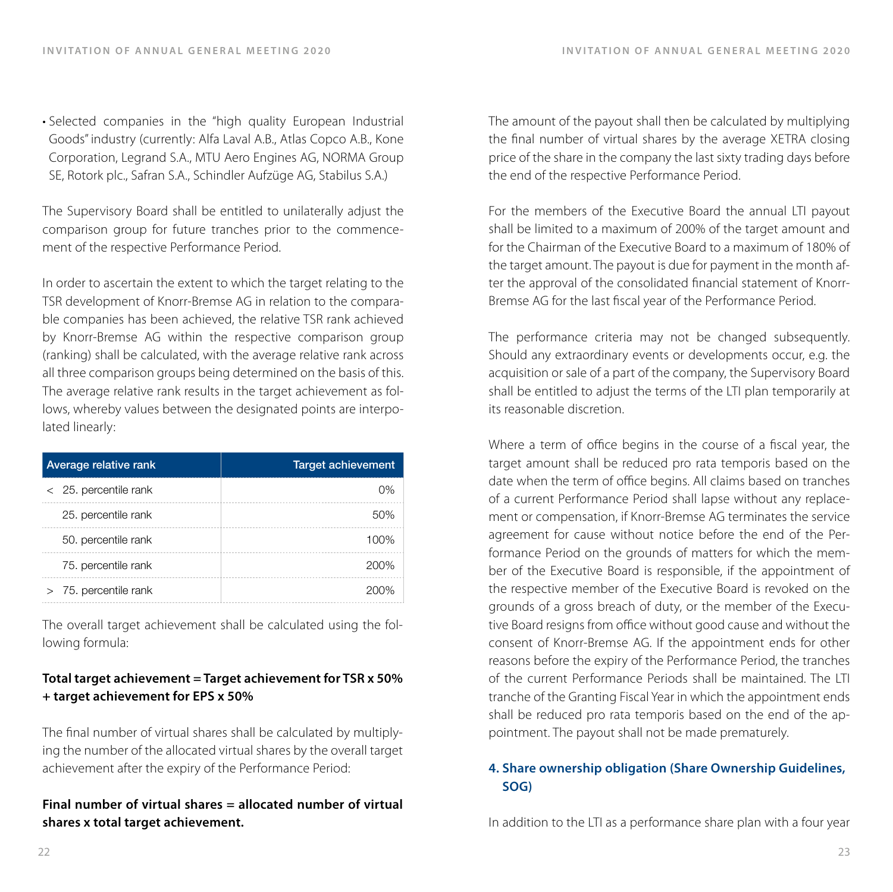- Selected companies in the "high quality European Industrial Goods" industry (currently: Alfa Laval A.B., Atlas Copco A.B., Kone Corporation, Legrand S.A., MTU Aero Engines AG, NORMA Group SE, Rotork plc., Safran S.A., Schindler Aufzüge AG, Stabilus S.A.)

The Supervisory Board shall be entitled to unilaterally adjust the comparison group for future tranches prior to the commencement of the respective Performance Period.

In order to ascertain the extent to which the target relating to the TSR development of Knorr-Bremse AG in relation to the comparable companies has been achieved, the relative TSR rank achieved by Knorr-Bremse AG within the respective comparison group (ranking) shall be calculated, with the average relative rank across all three comparison groups being determined on the basis of this. The average relative rank results in the target achievement as follows, whereby values between the designated points are interpolated linearly:

| Average relative rank | Target achievement |
|---|---|
| < 25. percentile rank | 0% |
| 25. percentile rank | 50% |
| 50. percentile rank | 100% |
| 75. percentile rank | 200% |
| > 75. percentile rank | 200% |

The overall target achievement shall be calculated using the following formula:

**Total target achievement = Target achievement for TSR x 50% + target achievement for EPS x 50%**

The final number of virtual shares shall be calculated by multiplying the number of the allocated virtual shares by the overall target achievement after the expiry of the Performance Period:

**Final number of virtual shares = allocated number of virtual shares x total target achievement.**

The amount of the payout shall then be calculated by multiplying the final number of virtual shares by the average XETRA closing price of the share in the company the last sixty trading days before the end of the respective Performance Period.

For the members of the Executive Board the annual LTI payout shall be limited to a maximum of 200% of the target amount and for the Chairman of the Executive Board to a maximum of 180% of the target amount. The payout is due for payment in the month after the approval of the consolidated financial statement of Knorr-Bremse AG for the last fiscal year of the Performance Period.

The performance criteria may not be changed subsequently. Should any extraordinary events or developments occur, e.g. the acquisition or sale of a part of the company, the Supervisory Board shall be entitled to adjust the terms of the LTI plan temporarily at its reasonable discretion.

Where a term of office begins in the course of a fiscal year, the target amount shall be reduced pro rata temporis based on the date when the term of office begins. All claims based on tranches of a current Performance Period shall lapse without any replacement or compensation, if Knorr-Bremse AG terminates the service agreement for cause without notice before the end of the Performance Period on the grounds of matters for which the member of the Executive Board is responsible, if the appointment of the respective member of the Executive Board is revoked on the grounds of a gross breach of duty, or the member of the Executive Board resigns from office without good cause and without the consent of Knorr-Bremse AG. If the appointment ends for other reasons before the expiry of the Performance Period, the tranches of the current Performance Periods shall be maintained. The LTI tranche of the Granting Fiscal Year in which the appointment ends shall be reduced pro rata temporis based on the end of the appointment. The payout shall not be made prematurely.

### 4. Share ownership obligation (Share Ownership Guidelines, SOG)

In addition to the LTI as a performance share plan with a four year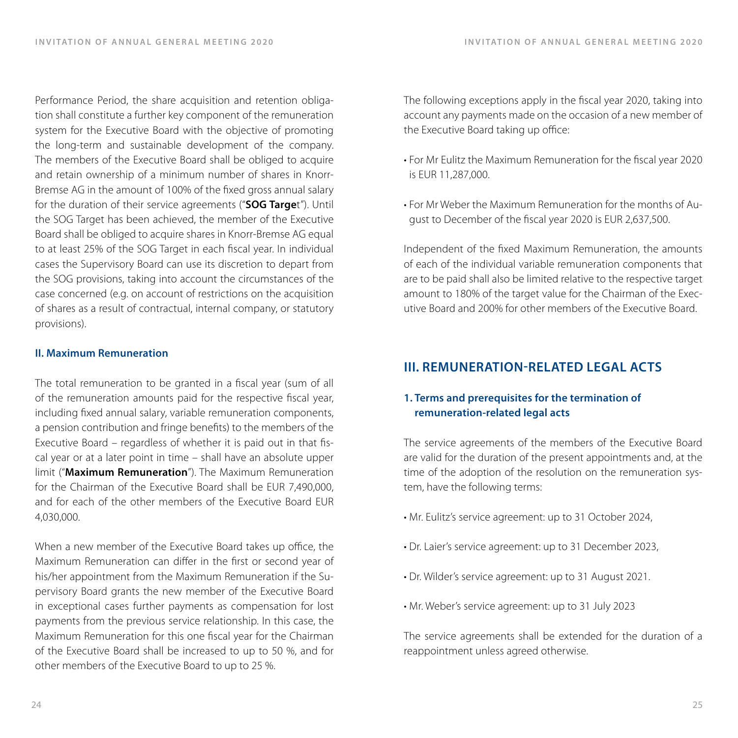Performance Period, the share acquisition and retention obligation shall constitute a further key component of the remuneration system for the Executive Board with the objective of promoting the long-term and sustainable development of the company. The members of the Executive Board shall be obliged to acquire and retain ownership of a minimum number of shares in Knorr-Bremse AG in the amount of 100% of the fixed gross annual salary for the duration of their service agreements ("**SOG Targe**t"). Until the SOG Target has been achieved, the member of the Executive Board shall be obliged to acquire shares in Knorr-Bremse AG equal to at least 25% of the SOG Target in each fiscal year. In individual cases the Supervisory Board can use its discretion to depart from the SOG provisions, taking into account the circumstances of the case concerned (e.g. on account of restrictions on the acquisition of shares as a result of contractual, internal company, or statutory provisions).

### II. Maximum Remuneration

The total remuneration to be granted in a fiscal year (sum of all of the remuneration amounts paid for the respective fiscal year, including fixed annual salary, variable remuneration components, a pension contribution and fringe benefits) to the members of the Executive Board – regardless of whether it is paid out in that fiscal year or at a later point in time – shall have an absolute upper limit ("**Maximum Remuneration**"). The Maximum Remuneration for the Chairman of the Executive Board shall be EUR 7,490,000, and for each of the other members of the Executive Board EUR 4,030,000.

When a new member of the Executive Board takes up office, the Maximum Remuneration can differ in the first or second year of his/her appointment from the Maximum Remuneration if the Supervisory Board grants the new member of the Executive Board in exceptional cases further payments as compensation for lost payments from the previous service relationship. In this case, the Maximum Remuneration for this one fiscal year for the Chairman of the Executive Board shall be increased to up to 50 %, and for other members of the Executive Board to up to 25 %.

The following exceptions apply in the fiscal year 2020, taking into account any payments made on the occasion of a new member of the Executive Board taking up office:

- For Mr Eulitz the Maximum Remuneration for the fiscal year 2020 is EUR 11,287,000.

- For Mr Weber the Maximum Remuneration for the months of August to December of the fiscal year 2020 is EUR 2,637,500.

Independent of the fixed Maximum Remuneration, the amounts of each of the individual variable remuneration components that are to be paid shall also be limited relative to the respective target amount to 180% of the target value for the Chairman of the Executive Board and 200% for other members of the Executive Board.

## III. REMUNERATION-RELATED LEGAL ACTS

### 1. Terms and prerequisites for the termination of remuneration-related legal acts

The service agreements of the members of the Executive Board are valid for the duration of the present appointments and, at the time of the adoption of the resolution on the remuneration system, have the following terms:

- Mr. Eulitz's service agreement: up to 31 October 2024,

- Dr. Laier's service agreement: up to 31 December 2023,

- Dr. Wilder's service agreement: up to 31 August 2021.

- Mr. Weber's service agreement: up to 31 July 2023

The service agreements shall be extended for the duration of a reappointment unless agreed otherwise.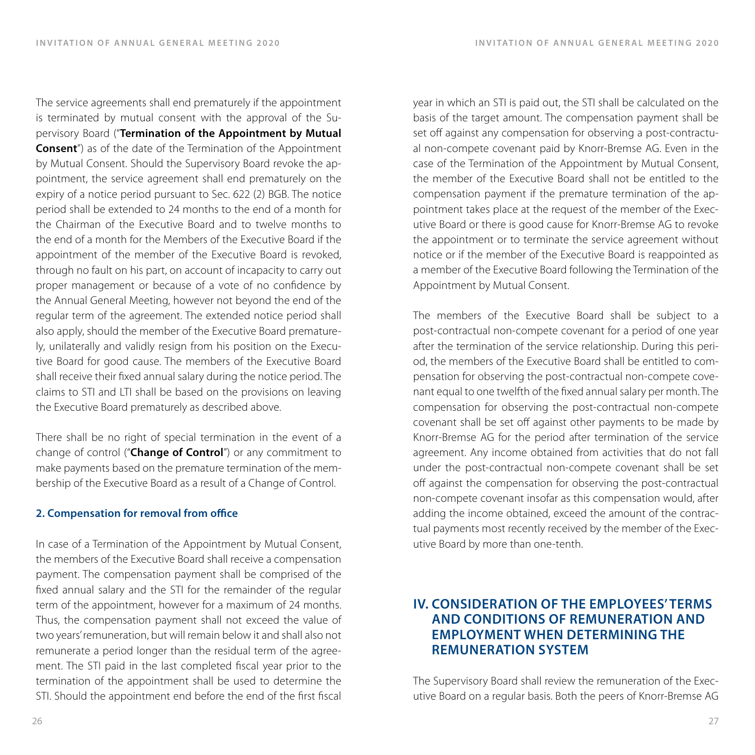The service agreements shall end prematurely if the appointment is terminated by mutual consent with the approval of the Supervisory Board ("**Termination of the Appointment by Mutual Consent**") as of the date of the Termination of the Appointment by Mutual Consent. Should the Supervisory Board revoke the appointment, the service agreement shall end prematurely on the expiry of a notice period pursuant to Sec. 622 (2) BGB. The notice period shall be extended to 24 months to the end of a month for the Chairman of the Executive Board and to twelve months to the end of a month for the Members of the Executive Board if the appointment of the member of the Executive Board is revoked, through no fault on his part, on account of incapacity to carry out proper management or because of a vote of no confidence by the Annual General Meeting, however not beyond the end of the regular term of the agreement. The extended notice period shall also apply, should the member of the Executive Board prematurely, unilaterally and validly resign from his position on the Executive Board for good cause. The members of the Executive Board shall receive their fixed annual salary during the notice period. The claims to STI and LTI shall be based on the provisions on leaving the Executive Board prematurely as described above.

There shall be no right of special termination in the event of a change of control ("**Change of Control**") or any commitment to make payments based on the premature termination of the membership of the Executive Board as a result of a Change of Control.

### 2. Compensation for removal from office

In case of a Termination of the Appointment by Mutual Consent, the members of the Executive Board shall receive a compensation payment. The compensation payment shall be comprised of the fixed annual salary and the STI for the remainder of the regular term of the appointment, however for a maximum of 24 months. Thus, the compensation payment shall not exceed the value of two years' remuneration, but will remain below it and shall also not remunerate a period longer than the residual term of the agreement. The STI paid in the last completed fiscal year prior to the termination of the appointment shall be used to determine the STI. Should the appointment end before the end of the first fiscal year in which an STI is paid out, the STI shall be calculated on the basis of the target amount. The compensation payment shall be set off against any compensation for observing a post-contractual non-compete covenant paid by Knorr-Bremse AG. Even in the case of the Termination of the Appointment by Mutual Consent, the member of the Executive Board shall not be entitled to the compensation payment if the premature termination of the appointment takes place at the request of the member of the Executive Board or there is good cause for Knorr-Bremse AG to revoke the appointment or to terminate the service agreement without notice or if the member of the Executive Board is reappointed as a member of the Executive Board following the Termination of the Appointment by Mutual Consent.

The members of the Executive Board shall be subject to a post-contractual non-compete covenant for a period of one year after the termination of the service relationship. During this period, the members of the Executive Board shall be entitled to compensation for observing the post-contractual non-compete covenant equal to one twelfth of the fixed annual salary per month. The compensation for observing the post-contractual non-compete covenant shall be set off against other payments to be made by Knorr-Bremse AG for the period after termination of the service agreement. Any income obtained from activities that do not fall under the post-contractual non-compete covenant shall be set off against the compensation for observing the post-contractual non-compete covenant insofar as this compensation would, after adding the income obtained, exceed the amount of the contractual payments most recently received by the member of the Executive Board by more than one-tenth.

## IV. CONSIDERATION OF THE EMPLOYEES' TERMS AND CONDITIONS OF REMUNERATION AND EMPLOYMENT WHEN DETERMINING THE REMUNERATION SYSTEM

The Supervisory Board shall review the remuneration of the Executive Board on a regular basis. Both the peers of Knorr-Bremse AG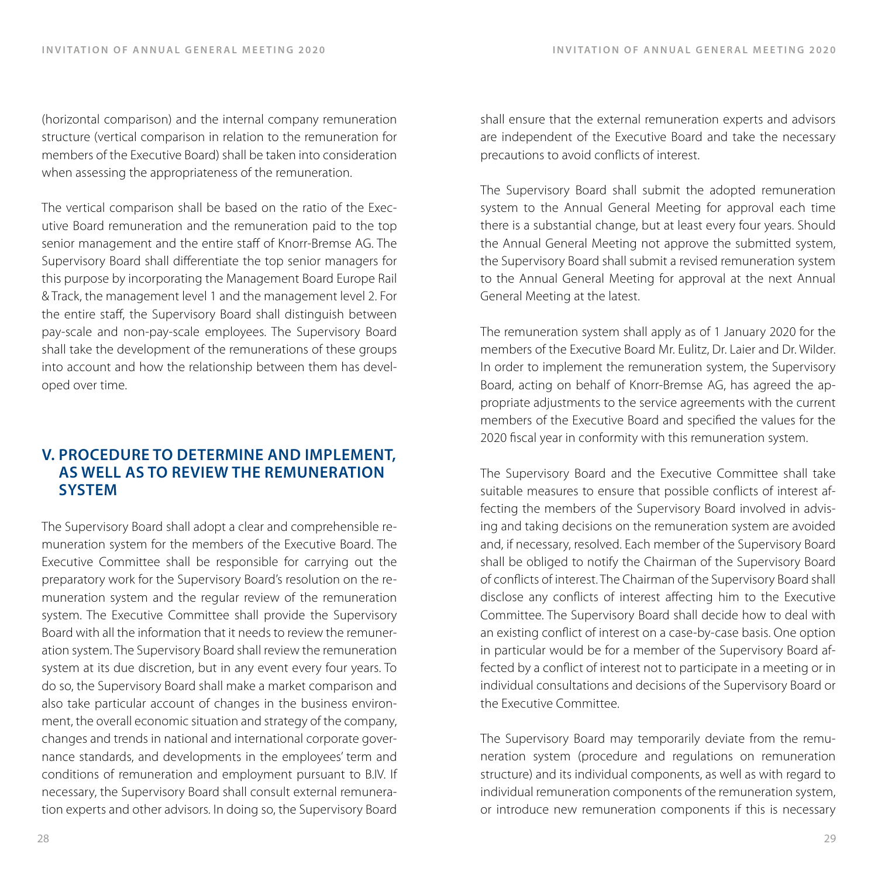(horizontal comparison) and the internal company remuneration structure (vertical comparison in relation to the remuneration for members of the Executive Board) shall be taken into consideration when assessing the appropriateness of the remuneration.

The vertical comparison shall be based on the ratio of the Executive Board remuneration and the remuneration paid to the top senior management and the entire staff of Knorr-Bremse AG. The Supervisory Board shall differentiate the top senior managers for this purpose by incorporating the Management Board Europe Rail & Track, the management level 1 and the management level 2. For the entire staff, the Supervisory Board shall distinguish between pay-scale and non-pay-scale employees. The Supervisory Board shall take the development of the remunerations of these groups into account and how the relationship between them has developed over time.

## V. PROCEDURE TO DETERMINE AND IMPLEMENT, AS WELL AS TO REVIEW THE REMUNERATION SYSTEM

The Supervisory Board shall adopt a clear and comprehensible remuneration system for the members of the Executive Board. The Executive Committee shall be responsible for carrying out the preparatory work for the Supervisory Board's resolution on the remuneration system and the regular review of the remuneration system. The Executive Committee shall provide the Supervisory Board with all the information that it needs to review the remuneration system. The Supervisory Board shall review the remuneration system at its due discretion, but in any event every four years. To do so, the Supervisory Board shall make a market comparison and also take particular account of changes in the business environment, the overall economic situation and strategy of the company, changes and trends in national and international corporate governance standards, and developments in the employees' term and conditions of remuneration and employment pursuant to B.IV. If necessary, the Supervisory Board shall consult external remuneration experts and other advisors. In doing so, the Supervisory Board shall ensure that the external remuneration experts and advisors are independent of the Executive Board and take the necessary precautions to avoid conflicts of interest.

The Supervisory Board shall submit the adopted remuneration system to the Annual General Meeting for approval each time there is a substantial change, but at least every four years. Should the Annual General Meeting not approve the submitted system, the Supervisory Board shall submit a revised remuneration system to the Annual General Meeting for approval at the next Annual General Meeting at the latest.

The remuneration system shall apply as of 1 January 2020 for the members of the Executive Board Mr. Eulitz, Dr. Laier and Dr. Wilder. In order to implement the remuneration system, the Supervisory Board, acting on behalf of Knorr-Bremse AG, has agreed the appropriate adjustments to the service agreements with the current members of the Executive Board and specified the values for the 2020 fiscal year in conformity with this remuneration system.

The Supervisory Board and the Executive Committee shall take suitable measures to ensure that possible conflicts of interest affecting the members of the Supervisory Board involved in advising and taking decisions on the remuneration system are avoided and, if necessary, resolved. Each member of the Supervisory Board shall be obliged to notify the Chairman of the Supervisory Board of conflicts of interest. The Chairman of the Supervisory Board shall disclose any conflicts of interest affecting him to the Executive Committee. The Supervisory Board shall decide how to deal with an existing conflict of interest on a case-by-case basis. One option in particular would be for a member of the Supervisory Board affected by a conflict of interest not to participate in a meeting or in individual consultations and decisions of the Supervisory Board or the Executive Committee.

The Supervisory Board may temporarily deviate from the remuneration system (procedure and regulations on remuneration structure) and its individual components, as well as with regard to individual remuneration components of the remuneration system, or introduce new remuneration components if this is necessary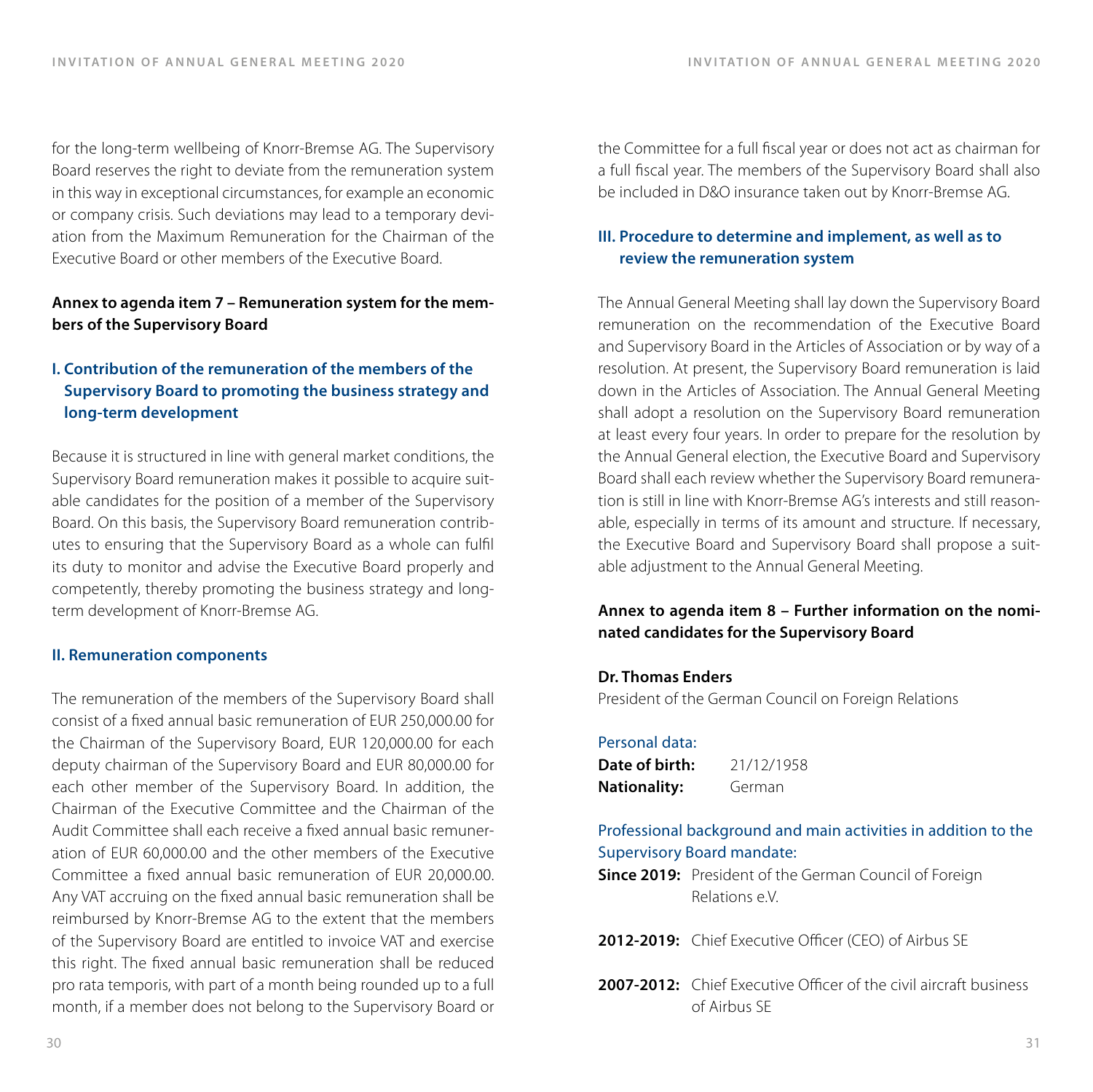for the long-term wellbeing of Knorr-Bremse AG. The Supervisory Board reserves the right to deviate from the remuneration system in this way in exceptional circumstances, for example an economic or company crisis. Such deviations may lead to a temporary deviation from the Maximum Remuneration for the Chairman of the Executive Board or other members of the Executive Board.

**Annex to agenda item 7 – Remuneration system for the members of the Supervisory Board**

### I. Contribution of the remuneration of the members of the Supervisory Board to promoting the business strategy and long-term development

Because it is structured in line with general market conditions, the Supervisory Board remuneration makes it possible to acquire suitable candidates for the position of a member of the Supervisory Board. On this basis, the Supervisory Board remuneration contributes to ensuring that the Supervisory Board as a whole can fulfil its duty to monitor and advise the Executive Board properly and competently, thereby promoting the business strategy and long-term development of Knorr-Bremse AG.

### II. Remuneration components

The remuneration of the members of the Supervisory Board shall consist of a fixed annual basic remuneration of EUR 250,000.00 for the Chairman of the Supervisory Board, EUR 120,000.00 for each deputy chairman of the Supervisory Board and EUR 80,000.00 for each other member of the Supervisory Board. In addition, the Chairman of the Executive Committee and the Chairman of the Audit Committee shall each receive a fixed annual basic remuneration of EUR 60,000.00 and the other members of the Executive Committee a fixed annual basic remuneration of EUR 20,000.00. Any VAT accruing on the fixed annual basic remuneration shall be reimbursed by Knorr-Bremse AG to the extent that the members of the Supervisory Board are entitled to invoice VAT and exercise this right. The fixed annual basic remuneration shall be reduced pro rata temporis, with part of a month being rounded up to a full month, if a member does not belong to the Supervisory Board or the Committee for a full fiscal year or does not act as chairman for a full fiscal year. The members of the Supervisory Board shall also be included in D&O insurance taken out by Knorr-Bremse AG.

### III. Procedure to determine and implement, as well as to review the remuneration system

The Annual General Meeting shall lay down the Supervisory Board remuneration on the recommendation of the Executive Board and Supervisory Board in the Articles of Association or by way of a resolution. At present, the Supervisory Board remuneration is laid down in the Articles of Association. The Annual General Meeting shall adopt a resolution on the Supervisory Board remuneration at least every four years. In order to prepare for the resolution by the Annual General election, the Executive Board and Supervisory Board shall each review whether the Supervisory Board remuneration is still in line with Knorr-Bremse AG's interests and still reasonable, especially in terms of its amount and structure. If necessary, the Executive Board and Supervisory Board shall propose a suitable adjustment to the Annual General Meeting.

**Annex to agenda item 8 – Further information on the nominated candidates for the Supervisory Board**

**Dr. Thomas Enders**
President of the German Council on Foreign Relations

Personal data:

**Date of birth:** 21/12/1958
**Nationality:** German

Professional background and main activities in addition to the Supervisory Board mandate:

**Since 2019:** President of the German Council of Foreign Relations e.V.

**2012-2019:** Chief Executive Officer (CEO) of Airbus SE

**2007-2012:** Chief Executive Officer of the civil aircraft business of Airbus SE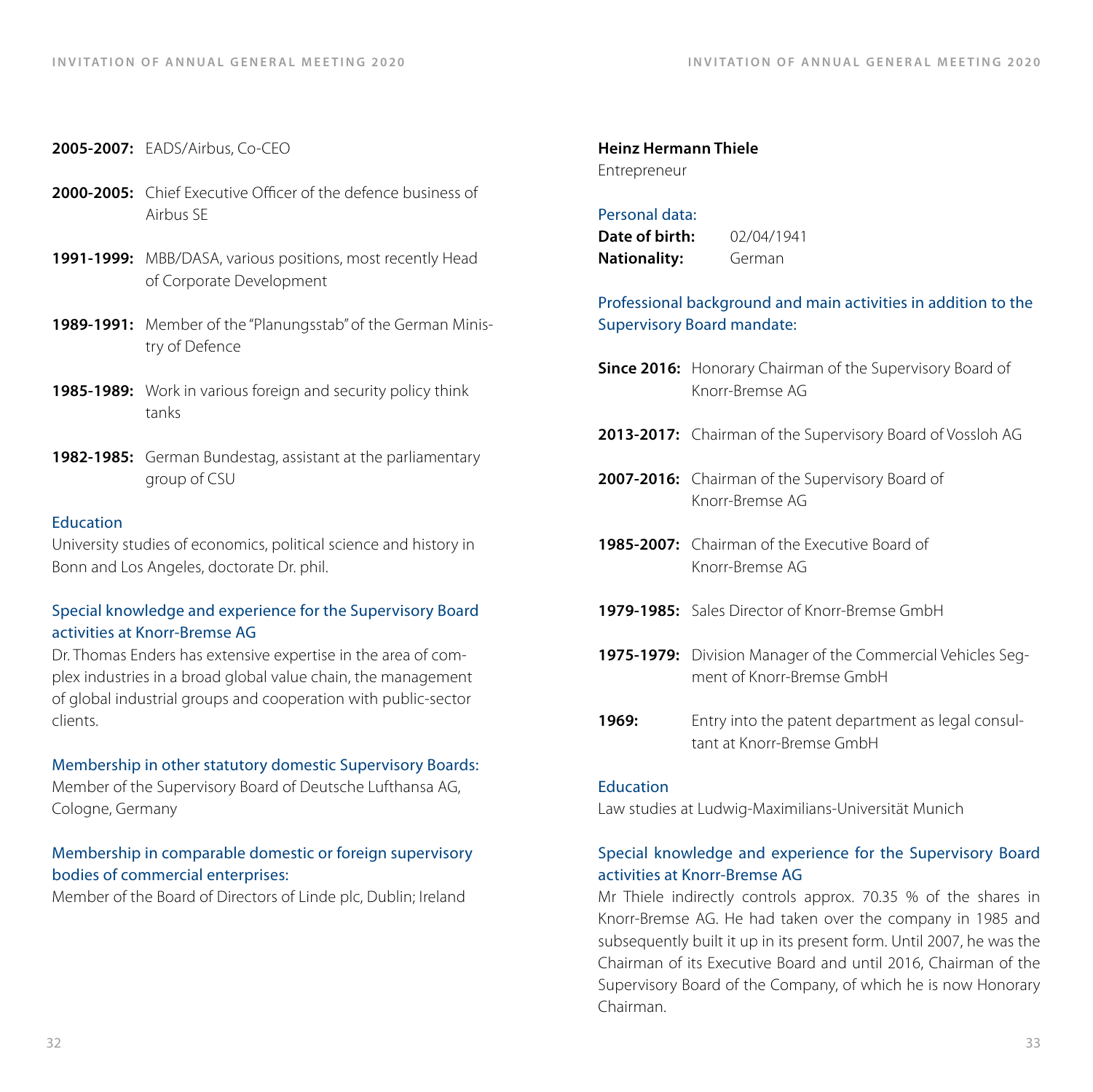**2005-2007:** EADS/Airbus, Co-CEO

**2000-2005:** Chief Executive Officer of the defence business of Airbus SE

**1991-1999:** MBB/DASA, various positions, most recently Head of Corporate Development

**1989-1991:** Member of the "Planungsstab" of the German Ministry of Defence

**1985-1989:** Work in various foreign and security policy think tanks

**1982-1985:** German Bundestag, assistant at the parliamentary group of CSU

### Education

University studies of economics, political science and history in Bonn and Los Angeles, doctorate Dr. phil.

### Special knowledge and experience for the Supervisory Board activities at Knorr-Bremse AG

Dr. Thomas Enders has extensive expertise in the area of complex industries in a broad global value chain, the management of global industrial groups and cooperation with public-sector clients.

### Membership in other statutory domestic Supervisory Boards:

Member of the Supervisory Board of Deutsche Lufthansa AG, Cologne, Germany

### Membership in comparable domestic or foreign supervisory bodies of commercial enterprises:

Member of the Board of Directors of Linde plc, Dublin; Ireland

## Heinz Hermann Thiele

Entrepreneur

### Personal data:

**Date of birth:** 02/04/1941
**Nationality:** German

### Professional background and main activities in addition to the Supervisory Board mandate:

**Since 2016:** Honorary Chairman of the Supervisory Board of Knorr-Bremse AG

**2013-2017:** Chairman of the Supervisory Board of Vossloh AG

**2007-2016:** Chairman of the Supervisory Board of Knorr-Bremse AG

**1985-2007:** Chairman of the Executive Board of Knorr-Bremse AG

**1979-1985:** Sales Director of Knorr-Bremse GmbH

**1975-1979:** Division Manager of the Commercial Vehicles Segment of Knorr-Bremse GmbH

**1969:** Entry into the patent department as legal consultant at Knorr-Bremse GmbH

### Education

Law studies at Ludwig-Maximilians-Universität Munich

### Special knowledge and experience for the Supervisory Board activities at Knorr-Bremse AG

Mr Thiele indirectly controls approx. 70.35 % of the shares in Knorr-Bremse AG. He had taken over the company in 1985 and subsequently built it up in its present form. Until 2007, he was the Chairman of its Executive Board and until 2016, Chairman of the Supervisory Board of the Company, of which he is now Honorary Chairman.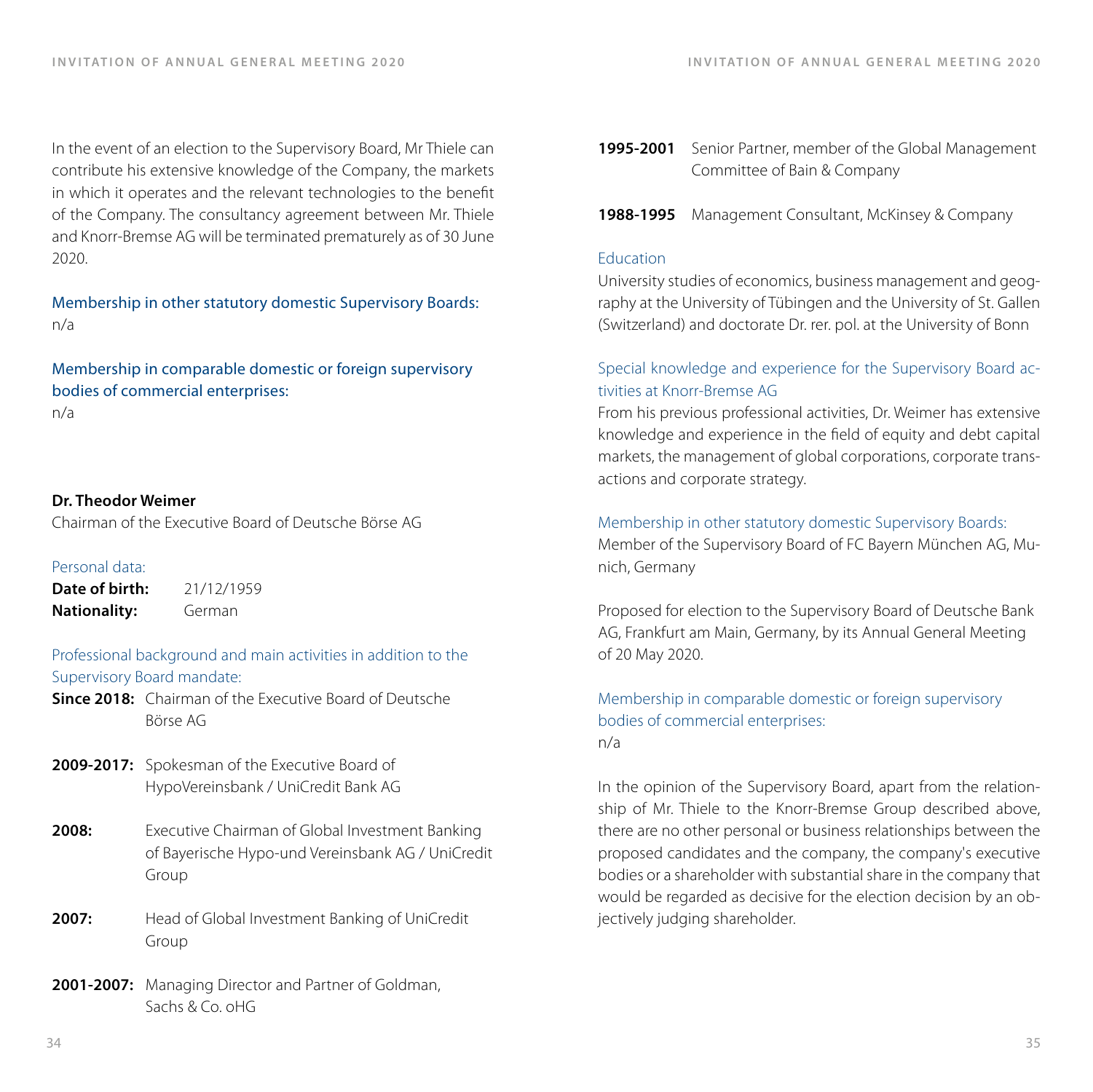In the event of an election to the Supervisory Board, Mr Thiele can contribute his extensive knowledge of the Company, the markets in which it operates and the relevant technologies to the benefit of the Company. The consultancy agreement between Mr. Thiele and Knorr-Bremse AG will be terminated prematurely as of 30 June 2020.

Membership in other statutory domestic Supervisory Boards:
n/a

Membership in comparable domestic or foreign supervisory bodies of commercial enterprises:
n/a

**Dr. Theodor Weimer**
Chairman of the Executive Board of Deutsche Börse AG

Personal data:

**Date of birth:** 21/12/1959
**Nationality:** German

Professional background and main activities in addition to the Supervisory Board mandate:

**Since 2018:** Chairman of the Executive Board of Deutsche Börse AG

**2009-2017:** Spokesman of the Executive Board of HypoVereinsbank / UniCredit Bank AG

**2008:** Executive Chairman of Global Investment Banking of Bayerische Hypo-und Vereinsbank AG / UniCredit Group

**2007:** Head of Global Investment Banking of UniCredit Group

**2001-2007:** Managing Director and Partner of Goldman, Sachs & Co. oHG

**1995-2001** Senior Partner, member of the Global Management Committee of Bain & Company

**1988-1995** Management Consultant, McKinsey & Company

Education
University studies of economics, business management and geography at the University of Tübingen and the University of St. Gallen (Switzerland) and doctorate Dr. rer. pol. at the University of Bonn

Special knowledge and experience for the Supervisory Board activities at Knorr-Bremse AG
From his previous professional activities, Dr. Weimer has extensive knowledge and experience in the field of equity and debt capital markets, the management of global corporations, corporate transactions and corporate strategy.

Membership in other statutory domestic Supervisory Boards:
Member of the Supervisory Board of FC Bayern München AG, Munich, Germany

Proposed for election to the Supervisory Board of Deutsche Bank AG, Frankfurt am Main, Germany, by its Annual General Meeting of 20 May 2020.

Membership in comparable domestic or foreign supervisory bodies of commercial enterprises:
n/a

In the opinion of the Supervisory Board, apart from the relationship of Mr. Thiele to the Knorr-Bremse Group described above, there are no other personal or business relationships between the proposed candidates and the company, the company's executive bodies or a shareholder with substantial share in the company that would be regarded as decisive for the election decision by an objectively judging shareholder.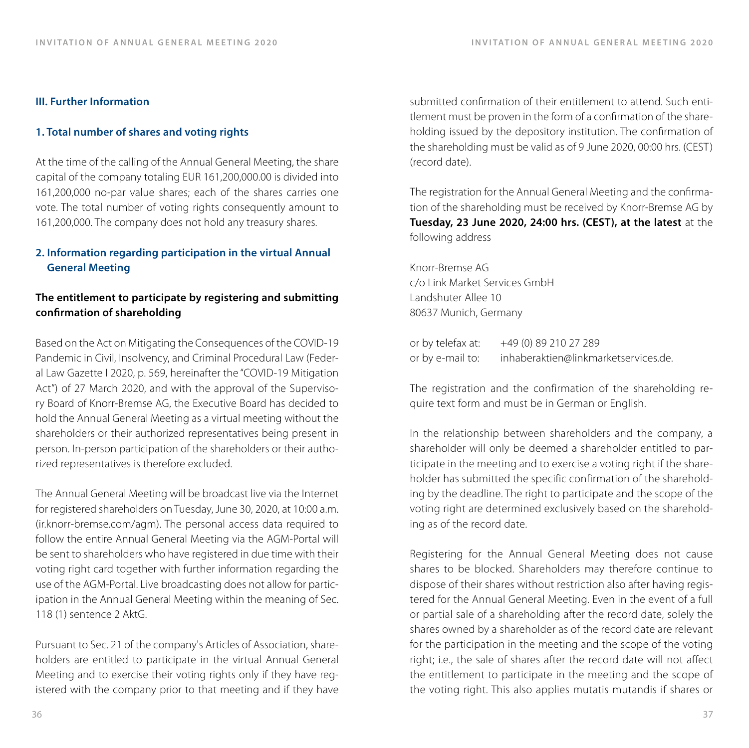## III. Further Information

### 1. Total number of shares and voting rights

At the time of the calling of the Annual General Meeting, the share capital of the company totaling EUR 161,200,000.00 is divided into 161,200,000 no-par value shares; each of the shares carries one vote. The total number of voting rights consequently amount to 161,200,000. The company does not hold any treasury shares.

### 2. Information regarding participation in the virtual Annual General Meeting

**The entitlement to participate by registering and submitting confirmation of shareholding**

Based on the Act on Mitigating the Consequences of the COVID-19 Pandemic in Civil, Insolvency, and Criminal Procedural Law (Federal Law Gazette I 2020, p. 569, hereinafter the "COVID-19 Mitigation Act") of 27 March 2020, and with the approval of the Supervisory Board of Knorr-Bremse AG, the Executive Board has decided to hold the Annual General Meeting as a virtual meeting without the shareholders or their authorized representatives being present in person. In-person participation of the shareholders or their authorized representatives is therefore excluded.

The Annual General Meeting will be broadcast live via the Internet for registered shareholders on Tuesday, June 30, 2020, at 10:00 a.m. (ir.knorr-bremse.com/agm). The personal access data required to follow the entire Annual General Meeting via the AGM-Portal will be sent to shareholders who have registered in due time with their voting right card together with further information regarding the use of the AGM-Portal. Live broadcasting does not allow for participation in the Annual General Meeting within the meaning of Sec. 118 (1) sentence 2 AktG.

Pursuant to Sec. 21 of the company's Articles of Association, shareholders are entitled to participate in the virtual Annual General Meeting and to exercise their voting rights only if they have registered with the company prior to that meeting and if they have submitted confirmation of their entitlement to attend. Such entitlement must be proven in the form of a confirmation of the shareholding issued by the depository institution. The confirmation of the shareholding must be valid as of 9 June 2020, 00:00 hrs. (CEST) (record date).

The registration for the Annual General Meeting and the confirmation of the shareholding must be received by Knorr-Bremse AG by **Tuesday, 23 June 2020, 24:00 hrs. (CEST), at the latest** at the following address

Knorr-Bremse AG
c/o Link Market Services GmbH
Landshuter Allee 10
80637 Munich, Germany

or by telefax at: +49 (0) 89 210 27 289
or by e-mail to: inhaberaktien@linkmarketservices.de.

The registration and the confirmation of the shareholding require text form and must be in German or English.

In the relationship between shareholders and the company, a shareholder will only be deemed a shareholder entitled to participate in the meeting and to exercise a voting right if the shareholder has submitted the specific confirmation of the shareholding by the deadline. The right to participate and the scope of the voting right are determined exclusively based on the shareholding as of the record date.

Registering for the Annual General Meeting does not cause shares to be blocked. Shareholders may therefore continue to dispose of their shares without restriction also after having registered for the Annual General Meeting. Even in the event of a full or partial sale of a shareholding after the record date, solely the shares owned by a shareholder as of the record date are relevant for the participation in the meeting and the scope of the voting right; i.e., the sale of shares after the record date will not affect the entitlement to participate in the meeting and the scope of the voting right. This also applies mutatis mutandis if shares or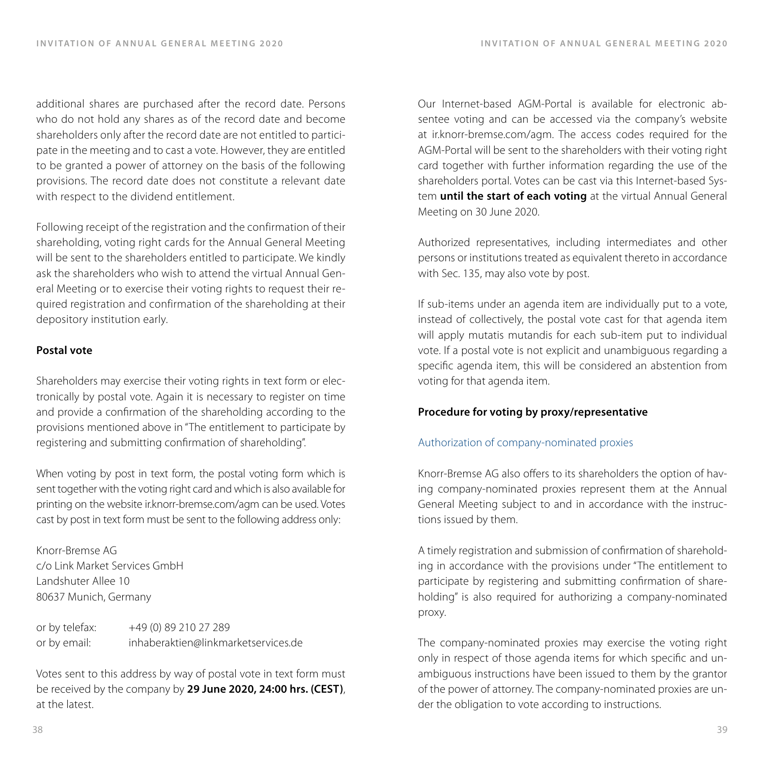additional shares are purchased after the record date. Persons who do not hold any shares as of the record date and become shareholders only after the record date are not entitled to participate in the meeting and to cast a vote. However, they are entitled to be granted a power of attorney on the basis of the following provisions. The record date does not constitute a relevant date with respect to the dividend entitlement.

Following receipt of the registration and the confirmation of their shareholding, voting right cards for the Annual General Meeting will be sent to the shareholders entitled to participate. We kindly ask the shareholders who wish to attend the virtual Annual General Meeting or to exercise their voting rights to request their required registration and confirmation of the shareholding at their depository institution early.

**Postal vote**

Shareholders may exercise their voting rights in text form or electronically by postal vote. Again it is necessary to register on time and provide a confirmation of the shareholding according to the provisions mentioned above in "The entitlement to participate by registering and submitting confirmation of shareholding".

When voting by post in text form, the postal voting form which is sent together with the voting right card and which is also available for printing on the website ir.knorr-bremse.com/agm can be used. Votes cast by post in text form must be sent to the following address only:

Knorr-Bremse AG
c/o Link Market Services GmbH
Landshuter Allee 10
80637 Munich, Germany

| | |
|---|---|
| or by telefax: | +49 (0) 89 210 27 289 |
| or by email: | inhaberaktien@linkmarketservices.de |

Votes sent to this address by way of postal vote in text form must be received by the company by **29 June 2020, 24:00 hrs. (CEST)**, at the latest.

Our Internet-based AGM-Portal is available for electronic absentee voting and can be accessed via the company's website at ir.knorr-bremse.com/agm. The access codes required for the AGM-Portal will be sent to the shareholders with their voting right card together with further information regarding the use of the shareholders portal. Votes can be cast via this Internet-based System **until the start of each voting** at the virtual Annual General Meeting on 30 June 2020.

Authorized representatives, including intermediates and other persons or institutions treated as equivalent thereto in accordance with Sec. 135, may also vote by post.

If sub-items under an agenda item are individually put to a vote, instead of collectively, the postal vote cast for that agenda item will apply mutatis mutandis for each sub-item put to individual vote. If a postal vote is not explicit and unambiguous regarding a specific agenda item, this will be considered an abstention from voting for that agenda item.

**Procedure for voting by proxy/representative**

Authorization of company-nominated proxies

Knorr-Bremse AG also offers to its shareholders the option of having company-nominated proxies represent them at the Annual General Meeting subject to and in accordance with the instructions issued by them.

A timely registration and submission of confirmation of shareholding in accordance with the provisions under "The entitlement to participate by registering and submitting confirmation of shareholding" is also required for authorizing a company-nominated proxy.

The company-nominated proxies may exercise the voting right only in respect of those agenda items for which specific and unambiguous instructions have been issued to them by the grantor of the power of attorney. The company-nominated proxies are under the obligation to vote according to instructions.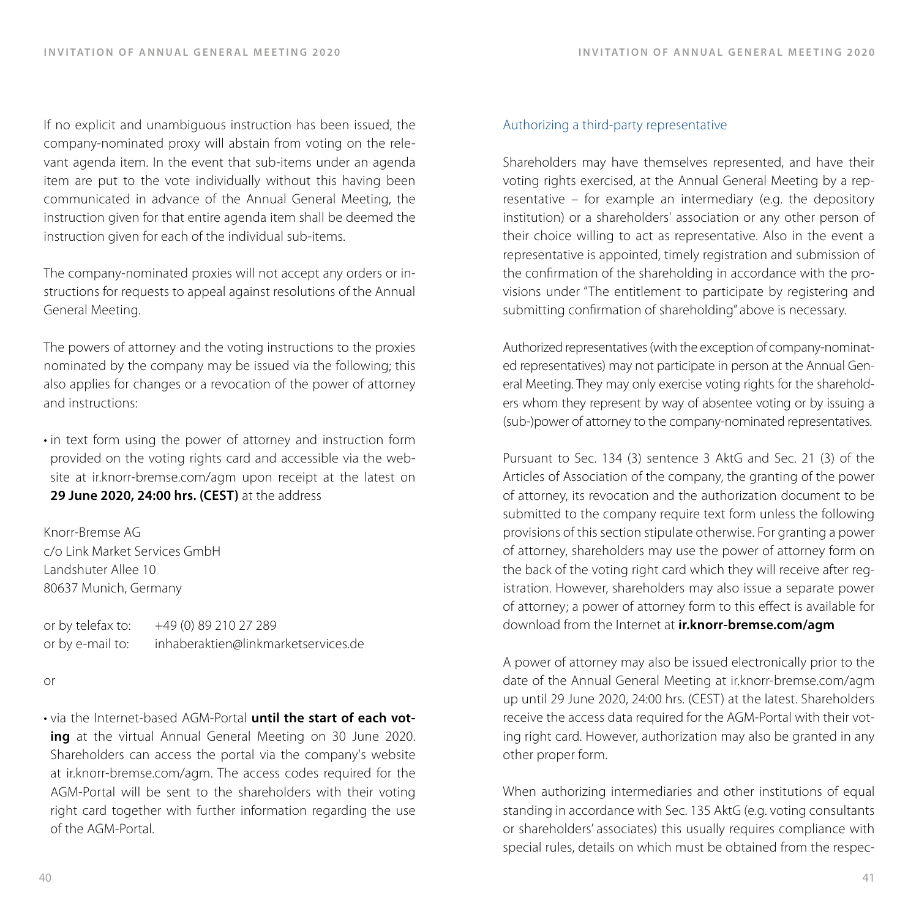If no explicit and unambiguous instruction has been issued, the company-nominated proxy will abstain from voting on the relevant agenda item. In the event that sub-items under an agenda item are put to the vote individually without this having been communicated in advance of the Annual General Meeting, the instruction given for that entire agenda item shall be deemed the instruction given for each of the individual sub-items.

The company-nominated proxies will not accept any orders or instructions for requests to appeal against resolutions of the Annual General Meeting.

The powers of attorney and the voting instructions to the proxies nominated by the company may be issued via the following; this also applies for changes or a revocation of the power of attorney and instructions:

- in text form using the power of attorney and instruction form provided on the voting rights card and accessible via the website at ir.knorr-bremse.com/agm upon receipt at the latest on **29 June 2020, 24:00 hrs. (CEST)** at the address

Knorr-Bremse AG
c/o Link Market Services GmbH
Landshuter Allee 10
80637 Munich, Germany

or by telefax to: +49 (0) 89 210 27 289
or by e-mail to: inhaberaktien@linkmarketservices.de

or

- via the Internet-based AGM-Portal **until the start of each voting** at the virtual Annual General Meeting on 30 June 2020. Shareholders can access the portal via the company's website at ir.knorr-bremse.com/agm. The access codes required for the AGM-Portal will be sent to the shareholders with their voting right card together with further information regarding the use of the AGM-Portal.

## Authorizing a third-party representative

Shareholders may have themselves represented, and have their voting rights exercised, at the Annual General Meeting by a representative – for example an intermediary (e.g. the depository institution) or a shareholders' association or any other person of their choice willing to act as representative. Also in the event a representative is appointed, timely registration and submission of the confirmation of the shareholding in accordance with the provisions under "The entitlement to participate by registering and submitting confirmation of shareholding" above is necessary.

Authorized representatives (with the exception of company-nominated representatives) may not participate in person at the Annual General Meeting. They may only exercise voting rights for the shareholders whom they represent by way of absentee voting or by issuing a (sub-)power of attorney to the company-nominated representatives.

Pursuant to Sec. 134 (3) sentence 3 AktG and Sec. 21 (3) of the Articles of Association of the company, the granting of the power of attorney, its revocation and the authorization document to be submitted to the company require text form unless the following provisions of this section stipulate otherwise. For granting a power of attorney, shareholders may use the power of attorney form on the back of the voting right card which they will receive after registration. However, shareholders may also issue a separate power of attorney; a power of attorney form to this effect is available for download from the Internet at **ir.knorr-bremse.com/agm**

A power of attorney may also be issued electronically prior to the date of the Annual General Meeting at ir.knorr-bremse.com/agm up until 29 June 2020, 24:00 hrs. (CEST) at the latest. Shareholders receive the access data required for the AGM-Portal with their voting right card. However, authorization may also be granted in any other proper form.

When authorizing intermediaries and other institutions of equal standing in accordance with Sec. 135 AktG (e.g. voting consultants or shareholders' associates) this usually requires compliance with special rules, details on which must be obtained from the respec-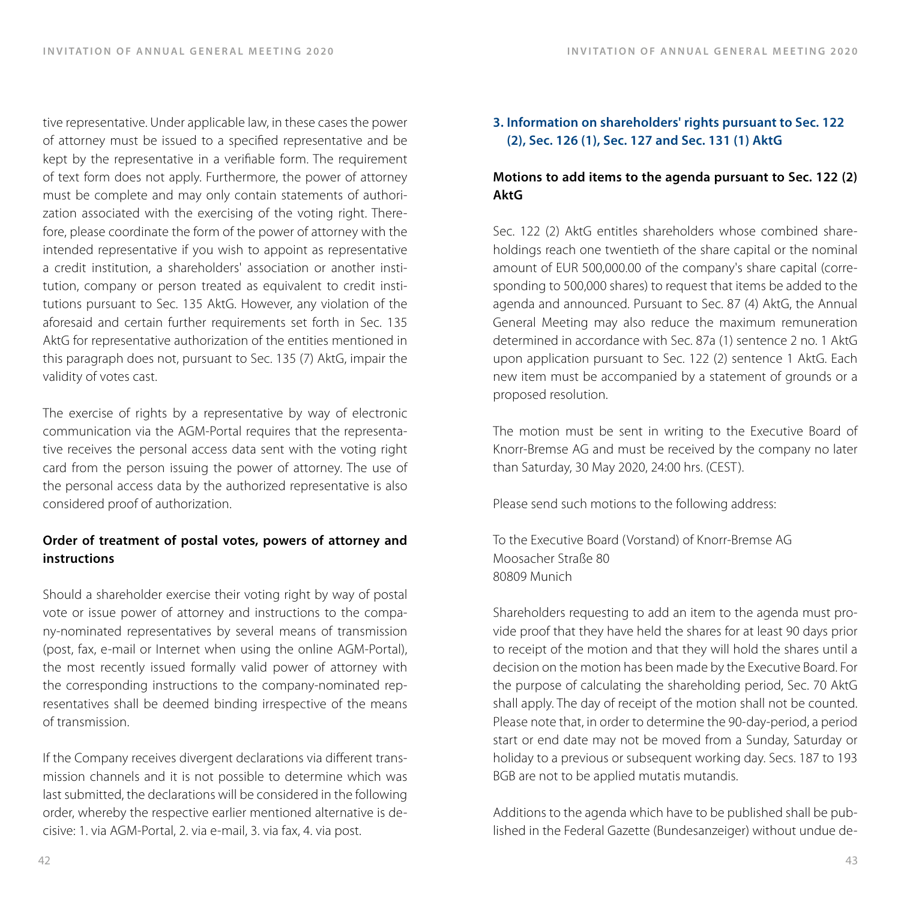tive representative. Under applicable law, in these cases the power of attorney must be issued to a specified representative and be kept by the representative in a verifiable form. The requirement of text form does not apply. Furthermore, the power of attorney must be complete and may only contain statements of authorization associated with the exercising of the voting right. Therefore, please coordinate the form of the power of attorney with the intended representative if you wish to appoint as representative a credit institution, a shareholders' association or another institution, company or person treated as equivalent to credit institutions pursuant to Sec. 135 AktG. However, any violation of the aforesaid and certain further requirements set forth in Sec. 135 AktG for representative authorization of the entities mentioned in this paragraph does not, pursuant to Sec. 135 (7) AktG, impair the validity of votes cast.

The exercise of rights by a representative by way of electronic communication via the AGM-Portal requires that the representative receives the personal access data sent with the voting right card from the person issuing the power of attorney. The use of the personal access data by the authorized representative is also considered proof of authorization.

**Order of treatment of postal votes, powers of attorney and instructions**

Should a shareholder exercise their voting right by way of postal vote or issue power of attorney and instructions to the company-nominated representatives by several means of transmission (post, fax, e-mail or Internet when using the online AGM-Portal), the most recently issued formally valid power of attorney with the corresponding instructions to the company-nominated representatives shall be deemed binding irrespective of the means of transmission.

If the Company receives divergent declarations via different transmission channels and it is not possible to determine which was last submitted, the declarations will be considered in the following order, whereby the respective earlier mentioned alternative is decisive: 1. via AGM-Portal, 2. via e-mail, 3. via fax, 4. via post.

## 3. Information on shareholders' rights pursuant to Sec. 122 (2), Sec. 126 (1), Sec. 127 and Sec. 131 (1) AktG

**Motions to add items to the agenda pursuant to Sec. 122 (2) AktG**

Sec. 122 (2) AktG entitles shareholders whose combined shareholdings reach one twentieth of the share capital or the nominal amount of EUR 500,000.00 of the company's share capital (corresponding to 500,000 shares) to request that items be added to the agenda and announced. Pursuant to Sec. 87 (4) AktG, the Annual General Meeting may also reduce the maximum remuneration determined in accordance with Sec. 87a (1) sentence 2 no. 1 AktG upon application pursuant to Sec. 122 (2) sentence 1 AktG. Each new item must be accompanied by a statement of grounds or a proposed resolution.

The motion must be sent in writing to the Executive Board of Knorr-Bremse AG and must be received by the company no later than Saturday, 30 May 2020, 24:00 hrs. (CEST).

Please send such motions to the following address:

To the Executive Board (Vorstand) of Knorr-Bremse AG
Moosacher Straße 80
80809 Munich

Shareholders requesting to add an item to the agenda must provide proof that they have held the shares for at least 90 days prior to receipt of the motion and that they will hold the shares until a decision on the motion has been made by the Executive Board. For the purpose of calculating the shareholding period, Sec. 70 AktG shall apply. The day of receipt of the motion shall not be counted. Please note that, in order to determine the 90-day-period, a period start or end date may not be moved from a Sunday, Saturday or holiday to a previous or subsequent working day. Secs. 187 to 193 BGB are not to be applied mutatis mutandis.

Additions to the agenda which have to be published shall be published in the Federal Gazette (Bundesanzeiger) without undue de-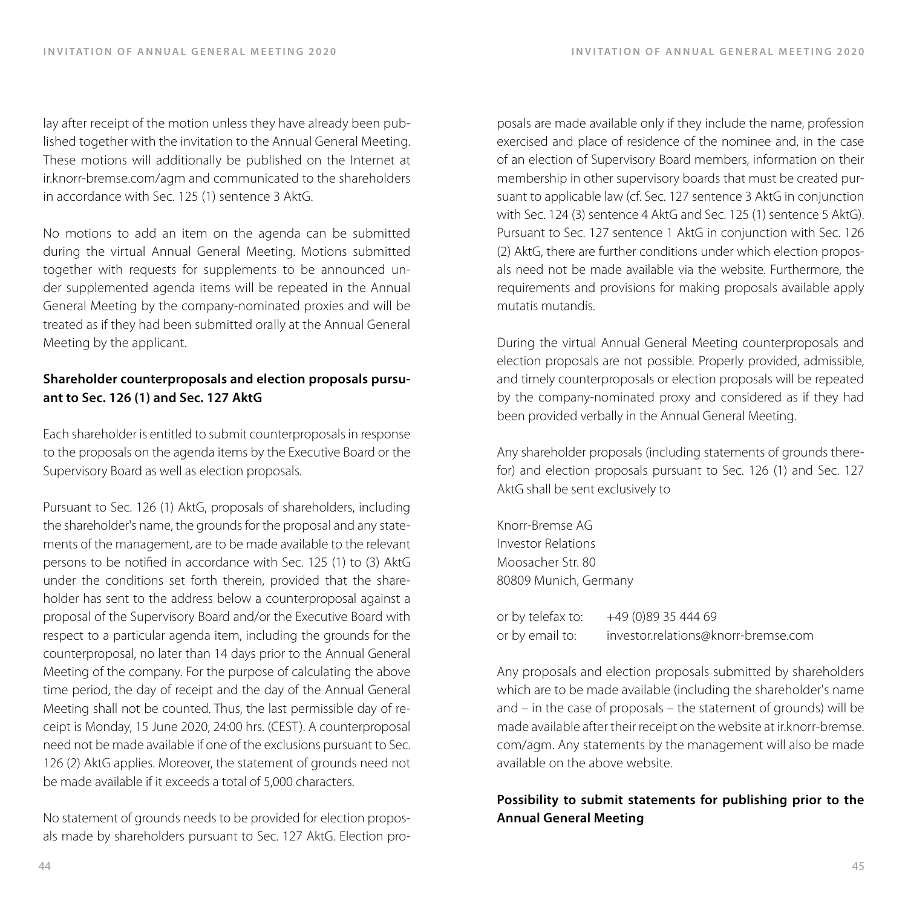lay after receipt of the motion unless they have already been published together with the invitation to the Annual General Meeting. These motions will additionally be published on the Internet at ir.knorr-bremse.com/agm and communicated to the shareholders in accordance with Sec. 125 (1) sentence 3 AktG.

No motions to add an item on the agenda can be submitted during the virtual Annual General Meeting. Motions submitted together with requests for supplements to be announced under supplemented agenda items will be repeated in the Annual General Meeting by the company-nominated proxies and will be treated as if they had been submitted orally at the Annual General Meeting by the applicant.

**Shareholder counterproposals and election proposals pursuant to Sec. 126 (1) and Sec. 127 AktG**

Each shareholder is entitled to submit counterproposals in response to the proposals on the agenda items by the Executive Board or the Supervisory Board as well as election proposals.

Pursuant to Sec. 126 (1) AktG, proposals of shareholders, including the shareholder's name, the grounds for the proposal and any statements of the management, are to be made available to the relevant persons to be notified in accordance with Sec. 125 (1) to (3) AktG under the conditions set forth therein, provided that the shareholder has sent to the address below a counterproposal against a proposal of the Supervisory Board and/or the Executive Board with respect to a particular agenda item, including the grounds for the counterproposal, no later than 14 days prior to the Annual General Meeting of the company. For the purpose of calculating the above time period, the day of receipt and the day of the Annual General Meeting shall not be counted. Thus, the last permissible day of receipt is Monday, 15 June 2020, 24:00 hrs. (CEST). A counterproposal need not be made available if one of the exclusions pursuant to Sec. 126 (2) AktG applies. Moreover, the statement of grounds need not be made available if it exceeds a total of 5,000 characters.

No statement of grounds needs to be provided for election proposals made by shareholders pursuant to Sec. 127 AktG. Election proposals are made available only if they include the name, profession exercised and place of residence of the nominee and, in the case of an election of Supervisory Board members, information on their membership in other supervisory boards that must be created pursuant to applicable law (cf. Sec. 127 sentence 3 AktG in conjunction with Sec. 124 (3) sentence 4 AktG and Sec. 125 (1) sentence 5 AktG). Pursuant to Sec. 127 sentence 1 AktG in conjunction with Sec. 126 (2) AktG, there are further conditions under which election proposals need not be made available via the website. Furthermore, the requirements and provisions for making proposals available apply mutatis mutandis.

During the virtual Annual General Meeting counterproposals and election proposals are not possible. Properly provided, admissible, and timely counterproposals or election proposals will be repeated by the company-nominated proxy and considered as if they had been provided verbally in the Annual General Meeting.

Any shareholder proposals (including statements of grounds therefor) and election proposals pursuant to Sec. 126 (1) and Sec. 127 AktG shall be sent exclusively to

Knorr-Bremse AG
Investor Relations
Moosacher Str. 80
80809 Munich, Germany

or by telefax to: +49 (0)89 35 444 69
or by email to: investor.relations@knorr-bremse.com

Any proposals and election proposals submitted by shareholders which are to be made available (including the shareholder's name and – in the case of proposals – the statement of grounds) will be made available after their receipt on the website at ir.knorr-bremse.com/agm. Any statements by the management will also be made available on the above website.

**Possibility to submit statements for publishing prior to the Annual General Meeting**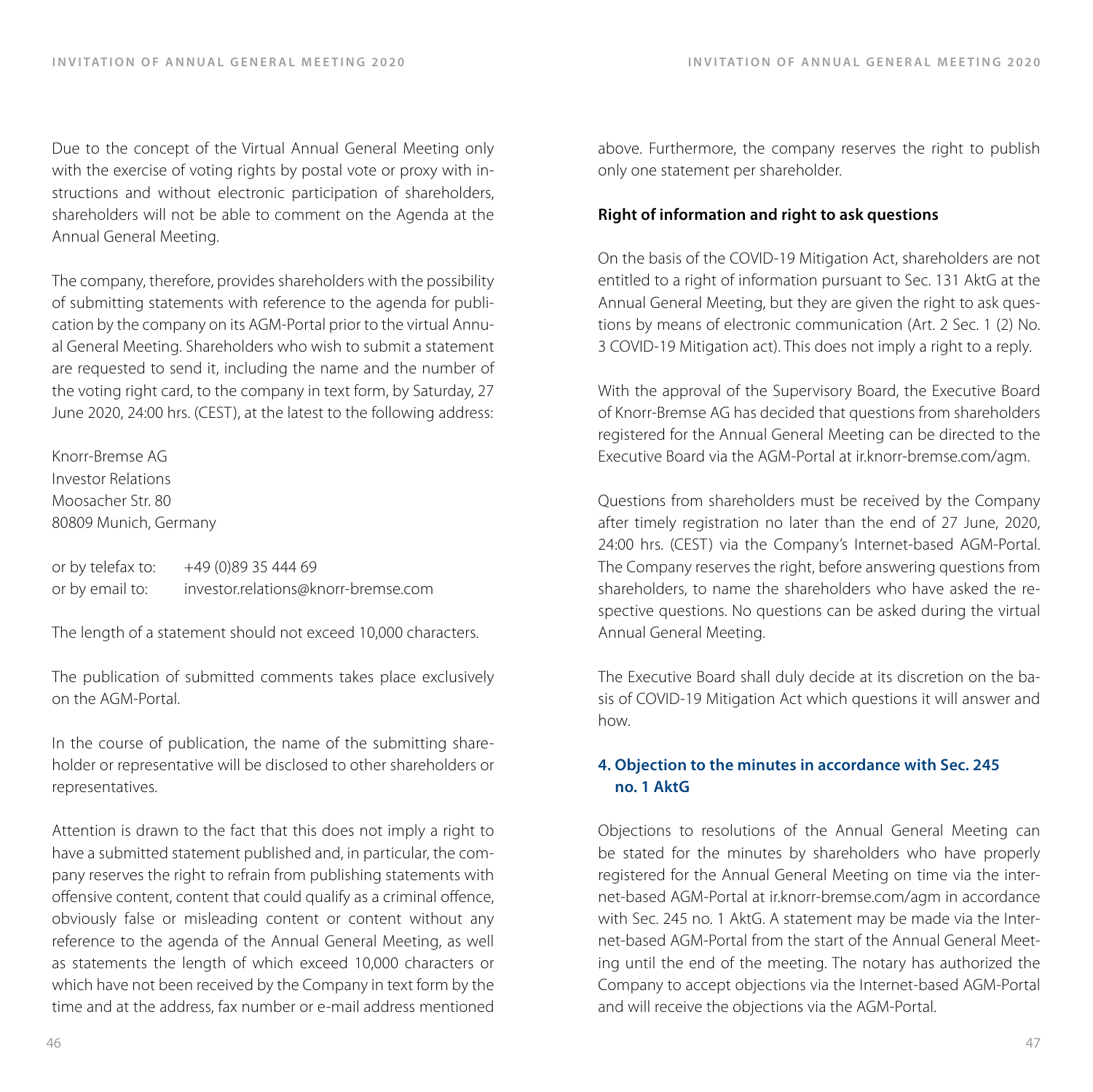Due to the concept of the Virtual Annual General Meeting only with the exercise of voting rights by postal vote or proxy with instructions and without electronic participation of shareholders, shareholders will not be able to comment on the Agenda at the Annual General Meeting.

The company, therefore, provides shareholders with the possibility of submitting statements with reference to the agenda for publication by the company on its AGM-Portal prior to the virtual Annual General Meeting. Shareholders who wish to submit a statement are requested to send it, including the name and the number of the voting right card, to the company in text form, by Saturday, 27 June 2020, 24:00 hrs. (CEST), at the latest to the following address:

Knorr-Bremse AG
Investor Relations
Moosacher Str. 80
80809 Munich, Germany

| | |
|---|---|
| or by telefax to: | +49 (0)89 35 444 69 |
| or by email to: | investor.relations@knorr-bremse.com |

The length of a statement should not exceed 10,000 characters.

The publication of submitted comments takes place exclusively on the AGM-Portal.

In the course of publication, the name of the submitting shareholder or representative will be disclosed to other shareholders or representatives.

Attention is drawn to the fact that this does not imply a right to have a submitted statement published and, in particular, the company reserves the right to refrain from publishing statements with offensive content, content that could qualify as a criminal offence, obviously false or misleading content or content without any reference to the agenda of the Annual General Meeting, as well as statements the length of which exceed 10,000 characters or which have not been received by the Company in text form by the time and at the address, fax number or e-mail address mentioned above. Furthermore, the company reserves the right to publish only one statement per shareholder.

**Right of information and right to ask questions**

On the basis of the COVID-19 Mitigation Act, shareholders are not entitled to a right of information pursuant to Sec. 131 AktG at the Annual General Meeting, but they are given the right to ask questions by means of electronic communication (Art. 2 Sec. 1 (2) No. 3 COVID-19 Mitigation act). This does not imply a right to a reply.

With the approval of the Supervisory Board, the Executive Board of Knorr-Bremse AG has decided that questions from shareholders registered for the Annual General Meeting can be directed to the Executive Board via the AGM-Portal at ir.knorr-bremse.com/agm.

Questions from shareholders must be received by the Company after timely registration no later than the end of 27 June, 2020, 24:00 hrs. (CEST) via the Company's Internet-based AGM-Portal. The Company reserves the right, before answering questions from shareholders, to name the shareholders who have asked the respective questions. No questions can be asked during the virtual Annual General Meeting.

The Executive Board shall duly decide at its discretion on the basis of COVID-19 Mitigation Act which questions it will answer and how.

## 4. Objection to the minutes in accordance with Sec. 245 no. 1 AktG

Objections to resolutions of the Annual General Meeting can be stated for the minutes by shareholders who have properly registered for the Annual General Meeting on time via the internet-based AGM-Portal at ir.knorr-bremse.com/agm in accordance with Sec. 245 no. 1 AktG. A statement may be made via the Internet-based AGM-Portal from the start of the Annual General Meeting until the end of the meeting. The notary has authorized the Company to accept objections via the Internet-based AGM-Portal and will receive the objections via the AGM-Portal.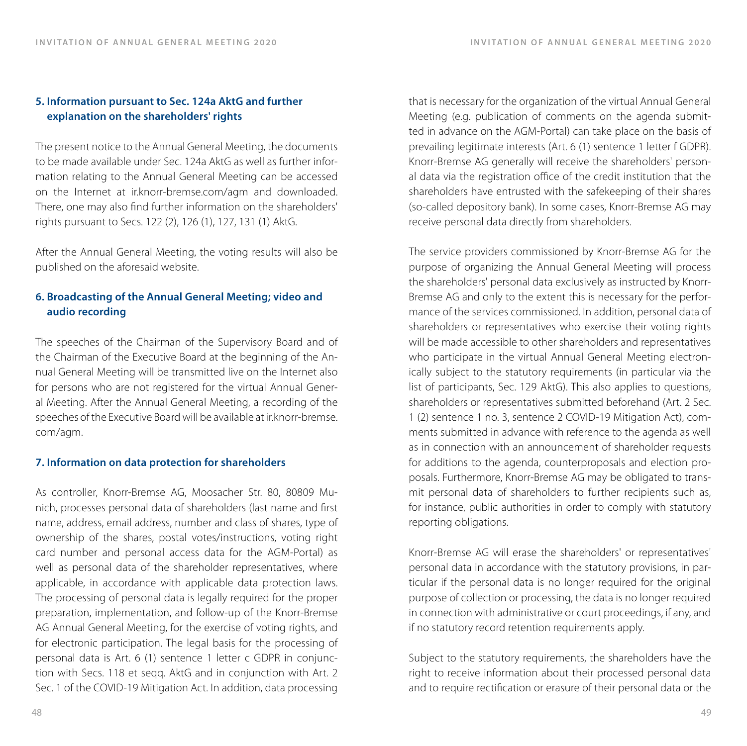## 5. Information pursuant to Sec. 124a AktG and further explanation on the shareholders' rights

The present notice to the Annual General Meeting, the documents to be made available under Sec. 124a AktG as well as further information relating to the Annual General Meeting can be accessed on the Internet at ir.knorr-bremse.com/agm and downloaded. There, one may also find further information on the shareholders' rights pursuant to Secs. 122 (2), 126 (1), 127, 131 (1) AktG.

After the Annual General Meeting, the voting results will also be published on the aforesaid website.

## 6. Broadcasting of the Annual General Meeting; video and audio recording

The speeches of the Chairman of the Supervisory Board and of the Chairman of the Executive Board at the beginning of the Annual General Meeting will be transmitted live on the Internet also for persons who are not registered for the virtual Annual General Meeting. After the Annual General Meeting, a recording of the speeches of the Executive Board will be available at ir.knorr-bremse.com/agm.

## 7. Information on data protection for shareholders

As controller, Knorr-Bremse AG, Moosacher Str. 80, 80809 Munich, processes personal data of shareholders (last name and first name, address, email address, number and class of shares, type of ownership of the shares, postal votes/instructions, voting right card number and personal access data for the AGM-Portal) as well as personal data of the shareholder representatives, where applicable, in accordance with applicable data protection laws. The processing of personal data is legally required for the proper preparation, implementation, and follow-up of the Knorr-Bremse AG Annual General Meeting, for the exercise of voting rights, and for electronic participation. The legal basis for the processing of personal data is Art. 6 (1) sentence 1 letter c GDPR in conjunction with Secs. 118 et seqq. AktG and in conjunction with Art. 2 Sec. 1 of the COVID-19 Mitigation Act. In addition, data processing that is necessary for the organization of the virtual Annual General Meeting (e.g. publication of comments on the agenda submitted in advance on the AGM-Portal) can take place on the basis of prevailing legitimate interests (Art. 6 (1) sentence 1 letter f GDPR). Knorr-Bremse AG generally will receive the shareholders' personal data via the registration office of the credit institution that the shareholders have entrusted with the safekeeping of their shares (so-called depository bank). In some cases, Knorr-Bremse AG may receive personal data directly from shareholders.

The service providers commissioned by Knorr-Bremse AG for the purpose of organizing the Annual General Meeting will process the shareholders' personal data exclusively as instructed by Knorr-Bremse AG and only to the extent this is necessary for the performance of the services commissioned. In addition, personal data of shareholders or representatives who exercise their voting rights will be made accessible to other shareholders and representatives who participate in the virtual Annual General Meeting electronically subject to the statutory requirements (in particular via the list of participants, Sec. 129 AktG). This also applies to questions, shareholders or representatives submitted beforehand (Art. 2 Sec. 1 (2) sentence 1 no. 3, sentence 2 COVID-19 Mitigation Act), comments submitted in advance with reference to the agenda as well as in connection with an announcement of shareholder requests for additions to the agenda, counterproposals and election proposals. Furthermore, Knorr-Bremse AG may be obligated to transmit personal data of shareholders to further recipients such as, for instance, public authorities in order to comply with statutory reporting obligations.

Knorr-Bremse AG will erase the shareholders' or representatives' personal data in accordance with the statutory provisions, in particular if the personal data is no longer required for the original purpose of collection or processing, the data is no longer required in connection with administrative or court proceedings, if any, and if no statutory record retention requirements apply.

Subject to the statutory requirements, the shareholders have the right to receive information about their processed personal data and to require rectification or erasure of their personal data or the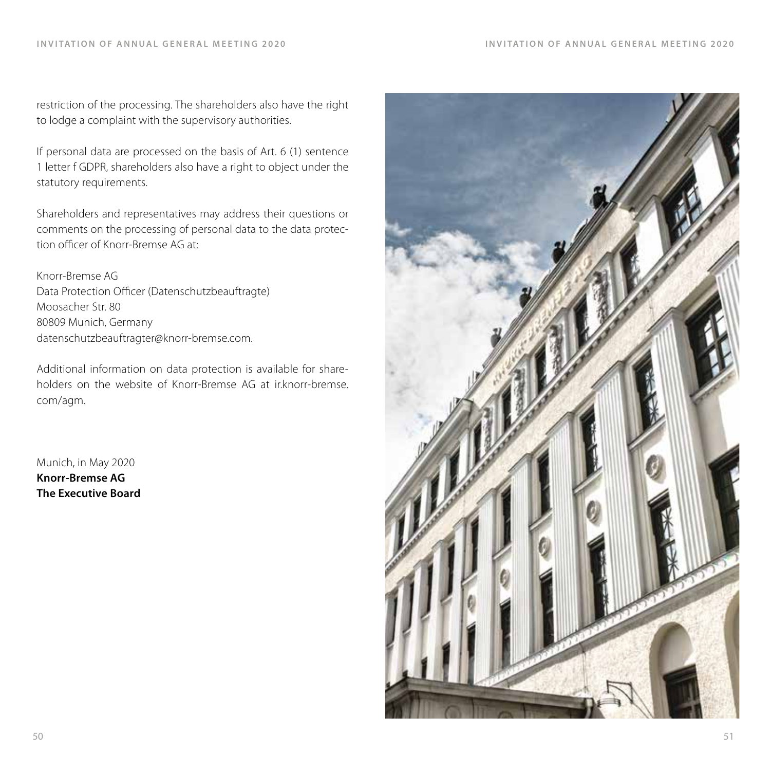restriction of the processing. The shareholders also have the right to lodge a complaint with the supervisory authorities.

If personal data are processed on the basis of Art. 6 (1) sentence 1 letter f GDPR, shareholders also have a right to object under the statutory requirements.

Shareholders and representatives may address their questions or comments on the processing of personal data to the data protection officer of Knorr-Bremse AG at:

Knorr-Bremse AG
Data Protection Officer (Datenschutzbeauftragte)
Moosacher Str. 80
80809 Munich, Germany
datenschutzbeauftragter@knorr-bremse.com.

Additional information on data protection is available for shareholders on the website of Knorr-Bremse AG at ir.knorr-bremse.com/agm.

Munich, in May 2020
**Knorr-Bremse AG**
**The Executive Board**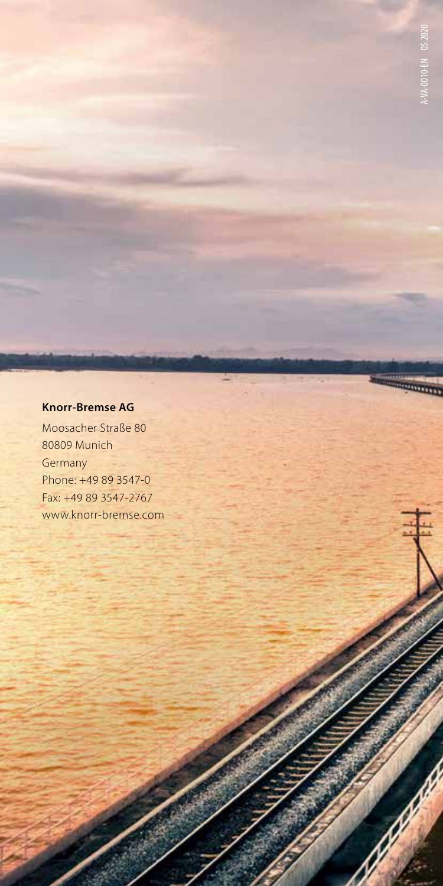**Knorr-Bremse AG**

Moosacher Straße 80
80809 Munich
Germany
Phone: +49 89 3547-0
Fax: +49 89 3547-2767
www.knorr-bremse.com

A-VA-0010-EN 05.2020